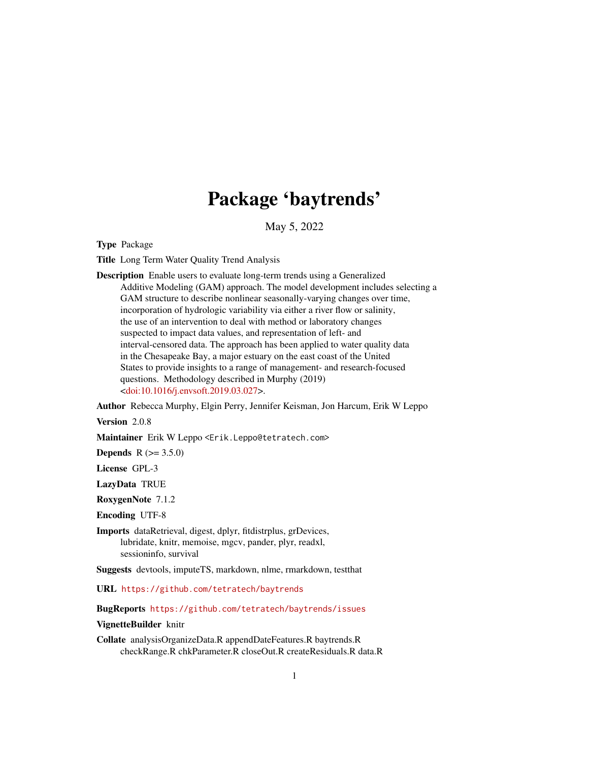# Package 'baytrends'

May 5, 2022

**Type** Package

**Title** Long Term Water Quality Trend Analysis

**Description** Enable users to evaluate long-term trends using a Generalized Additive Modeling (GAM) approach. The model development includes selecting a GAM structure to describe nonlinear seasonally-varying changes over time, incorporation of hydrologic variability via either a river flow or salinity, the use of an intervention to deal with method or laboratory changes suspected to impact data values, and representation of left- and interval-censored data. The approach has been applied to water quality data in the Chesapeake Bay, a major estuary on the east coast of the United States to provide insights to a range of management- and research-focused questions. Methodology described in Murphy (2019) <doi:10.1016/j.envsoft.2019.03.027>.

**Author** Rebecca Murphy, Elgin Perry, Jennifer Keisman, Jon Harcum, Erik W Leppo

**Version** 2.0.8

**Maintainer** Erik W Leppo <Erik.Leppo@tetratech.com>

**Depends** R (>= 3.5.0)

**License** GPL-3

**LazyData** TRUE

**RoxygenNote** 7.1.2

**Encoding** UTF-8

**Imports** dataRetrieval, digest, dplyr, fitdistrplus, grDevices, lubridate, knitr, memoise, mgcv, pander, plyr, readxl, sessioninfo, survival

**Suggests** devtools, imputeTS, markdown, nlme, rmarkdown, testthat

**URL** https://github.com/tetratech/baytrends

**BugReports** https://github.com/tetratech/baytrends/issues

**VignetteBuilder** knitr

**Collate** analysisOrganizeData.R appendDateFeatures.R baytrends.R checkRange.R chkParameter.R closeOut.R createResiduals.R data.R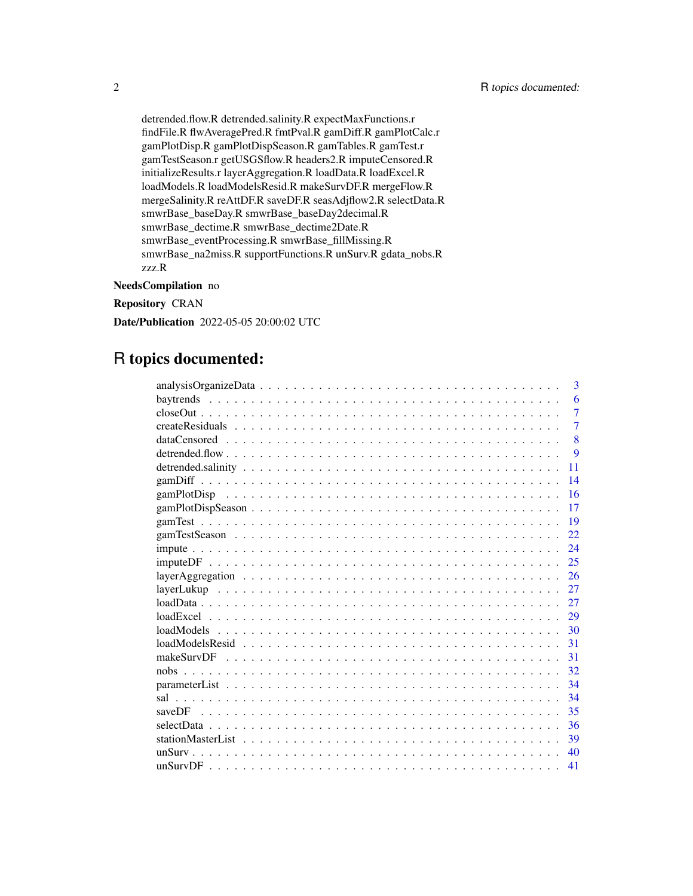detrended.flow.R detrended.salinity.R expectMaxFunctions.r findFile.R flwAveragePred.R fmtPval.R gamDiff.R gamPlotCalc.r gamPlotDisp.R gamPlotDispSeason.R gamTables.R gamTest.r gamTestSeason.r getUSGSflow.R headers2.R imputeCensored.R initializeResults.r layerAggregation.R loadData.R loadExcel.R loadModels.R loadModelsResid.R makeSurvDF.R mergeFlow.R mergeSalinity.R reAttDF.R saveDF.R seasAdjflow2.R selectData.R smwrBase_baseDay.R smwrBase_baseDay2decimal.R smwrBase_dectime.R smwrBase_dectime2Date.R smwrBase_eventProcessing.R smwrBase_fillMissing.R smwrBase_na2miss.R supportFunctions.R unSurv.R gdata_nobs.R zzz.R

**NeedsCompilation** no

**Repository** CRAN

**Date/Publication** 2022-05-05 20:00:02 UTC

# R topics documented:

| | |
|---|---|
| analysisOrganizeData | 3 |
| baytrends | 6 |
| closeOut | 7 |
| createResiduals | 7 |
| dataCensored | 8 |
| detrended.flow | 9 |
| detrended.salinity | 11 |
| gamDiff | 14 |
| gamPlotDisp | 16 |
| gamPlotDispSeason | 17 |
| gamTest | 19 |
| gamTestSeason | 22 |
| impute | 24 |
| imputeDF | 25 |
| layerAggregation | 26 |
| layerLukup | 27 |
| loadData | 27 |
| loadExcel | 29 |
| loadModels | 30 |
| loadModelsResid | 31 |
| makeSurvDF | 31 |
| nobs | 32 |
| parameterList | 34 |
| sal | 34 |
| saveDF | 35 |
| selectData | 36 |
| stationMasterList | 39 |
| unSurv | 40 |
| unSurvDF | 41 |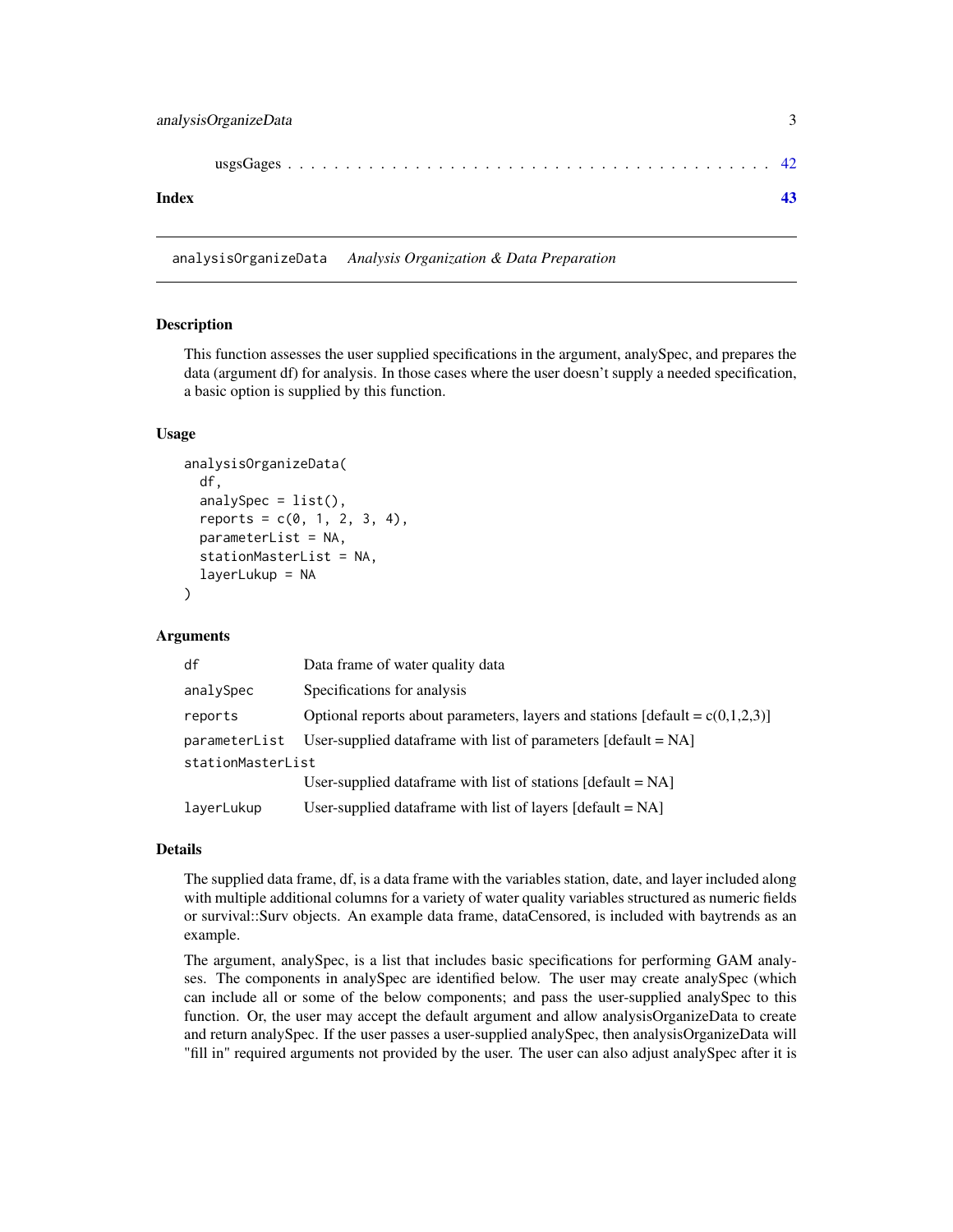usgsGages . . . . . . . . . . . . . . . . . . . . . . . . . . . . . . . . . . . . . . 42

**Index** **43**

---

`analysisOrganizeData` *Analysis Organization & Data Preparation*

---

## Description

This function assesses the user supplied specifications in the argument, analySpec, and prepares the data (argument df) for analysis. In those cases where the user doesn't supply a needed specification, a basic option is supplied by this function.

## Usage

```
analysisOrganizeData(
  df,
  analySpec = list(),
  reports = c(0, 1, 2, 3, 4),
  parameterList = NA,
  stationMasterList = NA,
  layerLukup = NA
)
```

## Arguments

| Argument | Description |
|---|---|
| `df` | Data frame of water quality data |
| `analySpec` | Specifications for analysis |
| `reports` | Optional reports about parameters, layers and stations [default = c(0,1,2,3)] |
| `parameterList` | User-supplied dataframe with list of parameters [default = NA] |
| `stationMasterList` | User-supplied dataframe with list of stations [default = NA] |
| `layerLukup` | User-supplied dataframe with list of layers [default = NA] |

## Details

The supplied data frame, df, is a data frame with the variables station, date, and layer included along with multiple additional columns for a variety of water quality variables structured as numeric fields or survival::Surv objects. An example data frame, dataCensored, is included with baytrends as an example.

The argument, analySpec, is a list that includes basic specifications for performing GAM analyses. The components in analySpec are identified below. The user may create analySpec (which can include all or some of the below components; and pass the user-supplied analySpec to this function. Or, the user may accept the default argument and allow analysisOrganizeData to create and return analySpec. If the user passes a user-supplied analySpec, then analysisOrganizeData will "fill in" required arguments not provided by the user. The user can also adjust analySpec after it is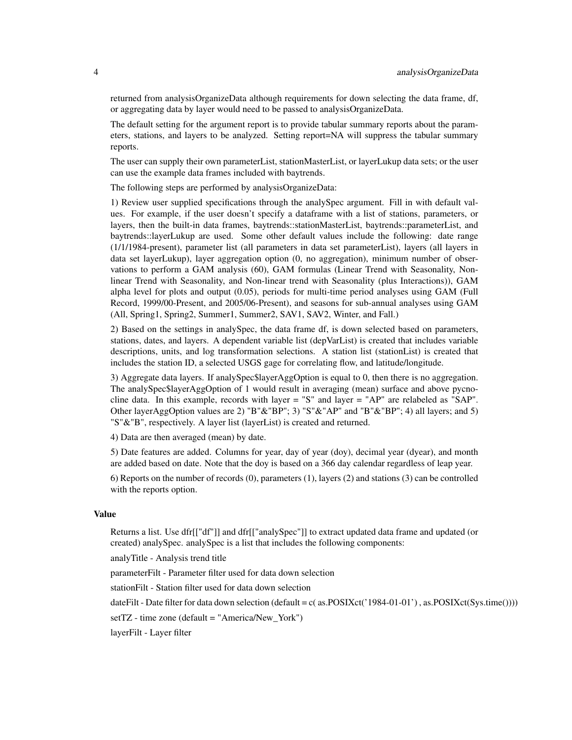returned from analysisOrganizeData although requirements for down selecting the data frame, df, or aggregating data by layer would need to be passed to analysisOrganizeData.

The default setting for the argument report is to provide tabular summary reports about the parameters, stations, and layers to be analyzed. Setting report=NA will suppress the tabular summary reports.

The user can supply their own parameterList, stationMasterList, or layerLukup data sets; or the user can use the example data frames included with baytrends.

The following steps are performed by analysisOrganizeData:

1) Review user supplied specifications through the analySpec argument. Fill in with default values. For example, if the user doesn't specify a dataframe with a list of stations, parameters, or layers, then the built-in data frames, baytrends::stationMasterList, baytrends::parameterList, and baytrends::layerLukup are used. Some other default values include the following: date range (1/1/1984-present), parameter list (all parameters in data set parameterList), layers (all layers in data set layerLukup), layer aggregation option (0, no aggregation), minimum number of observations to perform a GAM analysis (60), GAM formulas (Linear Trend with Seasonality, Non-linear Trend with Seasonality, and Non-linear trend with Seasonality (plus Interactions)), GAM alpha level for plots and output (0.05), periods for multi-time period analyses using GAM (Full Record, 1999/00-Present, and 2005/06-Present), and seasons for sub-annual analyses using GAM (All, Spring1, Spring2, Summer1, Summer2, SAV1, SAV2, Winter, and Fall.)

2) Based on the settings in analySpec, the data frame df, is down selected based on parameters, stations, dates, and layers. A dependent variable list (depVarList) is created that includes variable descriptions, units, and log transformation selections. A station list (stationList) is created that includes the station ID, a selected USGS gage for correlating flow, and latitude/longitude.

3) Aggregate data layers. If analySpec$layerAggOption is equal to 0, then there is no aggregation. The analySpec$layerAggOption of 1 would result in averaging (mean) surface and above pycnocline data. In this example, records with layer = "S" and layer = "AP" are relabeled as "SAP". Other layerAggOption values are 2) "B"&"BP"; 3) "S"&"AP" and "B"&"BP"; 4) all layers; and 5) "S"&"B", respectively. A layer list (layerList) is created and returned.

4) Data are then averaged (mean) by date.

5) Date features are added. Columns for year, day of year (doy), decimal year (dyear), and month are added based on date. Note that the doy is based on a 366 day calendar regardless of leap year.

6) Reports on the number of records (0), parameters (1), layers (2) and stations (3) can be controlled with the reports option.

### Value

Returns a list. Use dfr[["df"]] and dfr[["analySpec"]] to extract updated data frame and updated (or created) analySpec. analySpec is a list that includes the following components:

analyTitle - Analysis trend title

parameterFilt - Parameter filter used for data down selection

stationFilt - Station filter used for data down selection

dateFilt - Date filter for data down selection (default = c( as.POSIXct('1984-01-01') , as.POSIXct(Sys.time())))

setTZ - time zone (default = "America/New_York")

layerFilt - Layer filter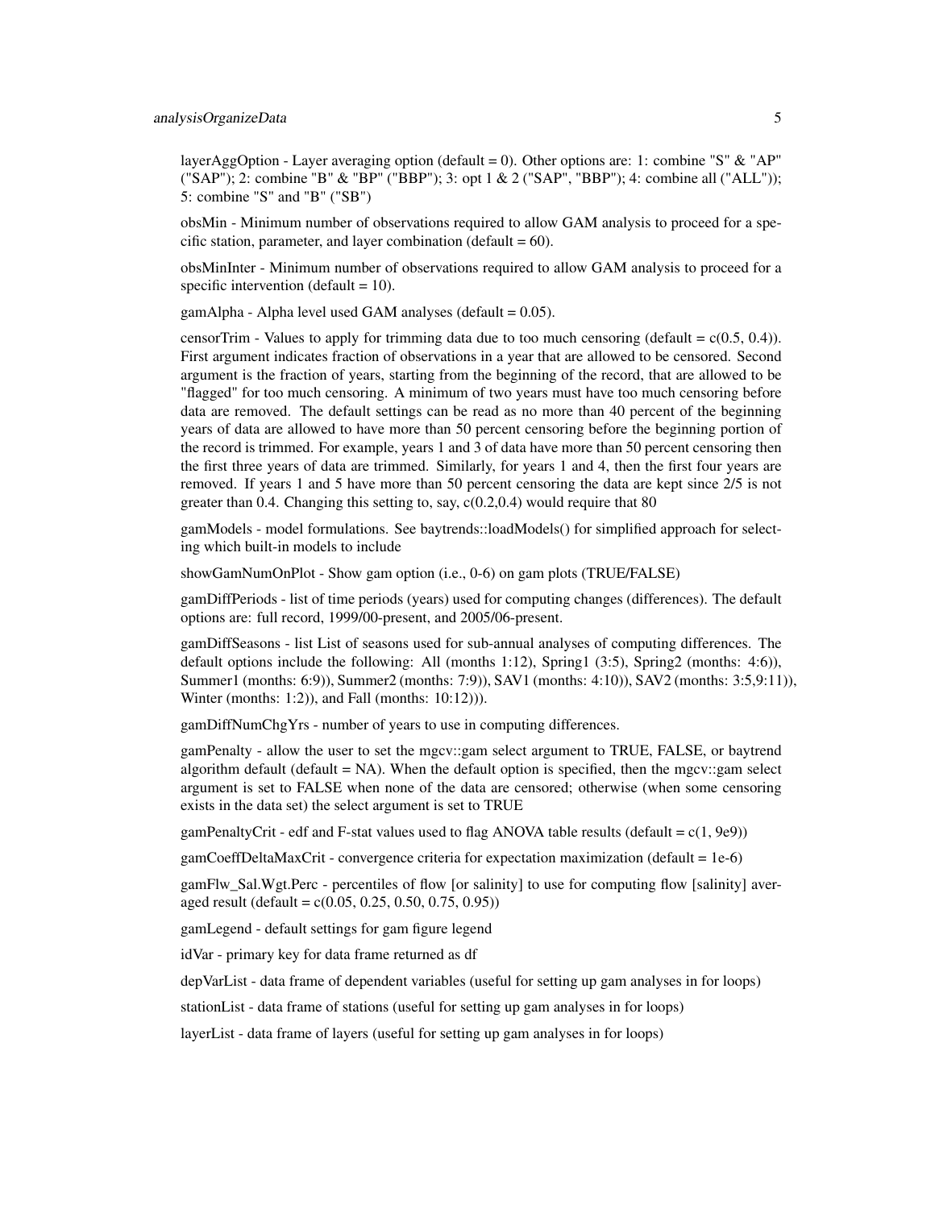layerAggOption - Layer averaging option (default = 0). Other options are: 1: combine "S" & "AP" ("SAP"); 2: combine "B" & "BP" ("BBP"); 3: opt 1 & 2 ("SAP", "BBP"); 4: combine all ("ALL")); 5: combine "S" and "B" ("SB")

obsMin - Minimum number of observations required to allow GAM analysis to proceed for a specific station, parameter, and layer combination (default = 60).

obsMinInter - Minimum number of observations required to allow GAM analysis to proceed for a specific intervention (default = 10).

gamAlpha - Alpha level used GAM analyses (default = 0.05).

censorTrim - Values to apply for trimming data due to too much censoring (default = c(0.5, 0.4)). First argument indicates fraction of observations in a year that are allowed to be censored. Second argument is the fraction of years, starting from the beginning of the record, that are allowed to be "flagged" for too much censoring. A minimum of two years must have too much censoring before data are removed. The default settings can be read as no more than 40 percent of the beginning years of data are allowed to have more than 50 percent censoring before the beginning portion of the record is trimmed. For example, years 1 and 3 of data have more than 50 percent censoring then the first three years of data are trimmed. Similarly, for years 1 and 4, then the first four years are removed. If years 1 and 5 have more than 50 percent censoring the data are kept since 2/5 is not greater than 0.4. Changing this setting to, say, c(0.2,0.4) would require that 80

gamModels - model formulations. See baytrends::loadModels() for simplified approach for selecting which built-in models to include

showGamNumOnPlot - Show gam option (i.e., 0-6) on gam plots (TRUE/FALSE)

gamDiffPeriods - list of time periods (years) used for computing changes (differences). The default options are: full record, 1999/00-present, and 2005/06-present.

gamDiffSeasons - list List of seasons used for sub-annual analyses of computing differences. The default options include the following: All (months 1:12), Spring1 (3:5), Spring2 (months: 4:6)), Summer1 (months: 6:9)), Summer2 (months: 7:9)), SAV1 (months: 4:10)), SAV2 (months: 3:5,9:11)), Winter (months: 1:2)), and Fall (months: 10:12))).

gamDiffNumChgYrs - number of years to use in computing differences.

gamPenalty - allow the user to set the mgcv::gam select argument to TRUE, FALSE, or baytrend algorithm default (default = NA). When the default option is specified, then the mgcv::gam select argument is set to FALSE when none of the data are censored; otherwise (when some censoring exists in the data set) the select argument is set to TRUE

gamPenaltyCrit - edf and F-stat values used to flag ANOVA table results (default = c(1, 9e9))

gamCoeffDeltaMaxCrit - convergence criteria for expectation maximization (default = 1e-6)

gamFlw_Sal.Wgt.Perc - percentiles of flow [or salinity] to use for computing flow [salinity] averaged result (default = c(0.05, 0.25, 0.50, 0.75, 0.95))

gamLegend - default settings for gam figure legend

idVar - primary key for data frame returned as df

depVarList - data frame of dependent variables (useful for setting up gam analyses in for loops)

stationList - data frame of stations (useful for setting up gam analyses in for loops)

layerList - data frame of layers (useful for setting up gam analyses in for loops)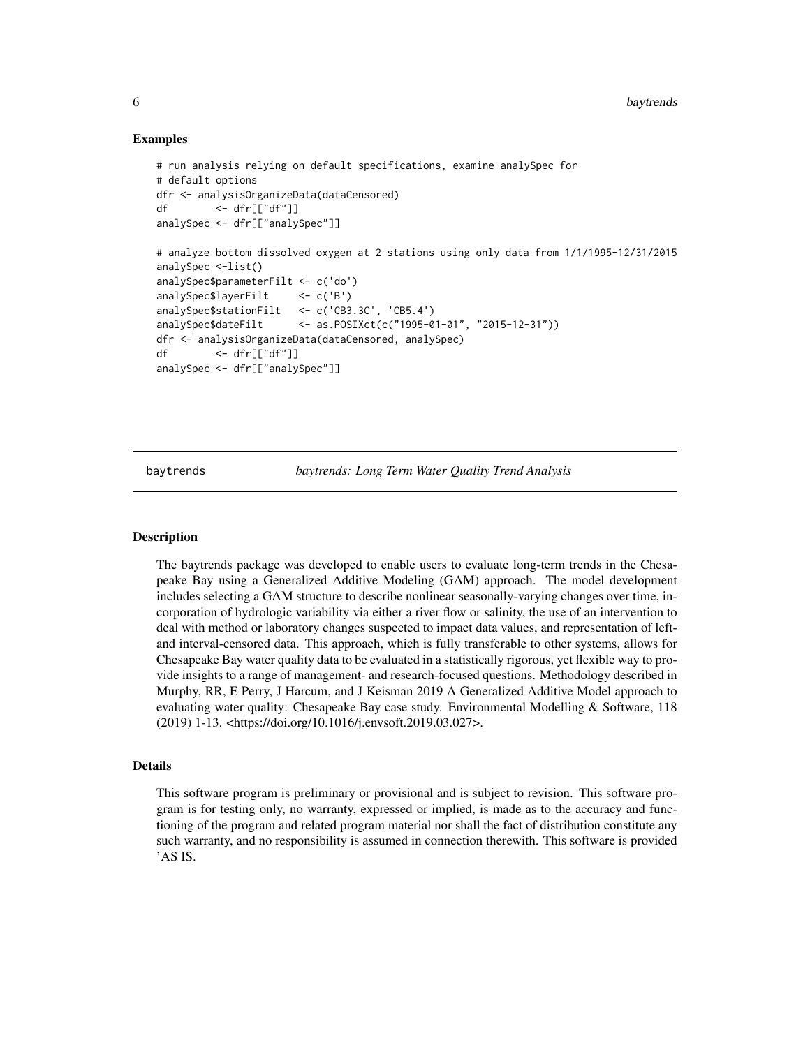### Examples

```
# run analysis relying on default specifications, examine analySpec for
# default options
dfr <- analysisOrganizeData(dataCensored)
df        <- dfr[["df"]]
analySpec <- dfr[["analySpec"]]

# analyze bottom dissolved oxygen at 2 stations using only data from 1/1/1995-12/31/2015
analySpec <-list()
analySpec$parameterFilt <- c('do')
analySpec$layerFilt     <- c('B')
analySpec$stationFilt   <- c('CB3.3C', 'CB5.4')
analySpec$dateFilt      <- as.POSIXct(c("1995-01-01", "2015-12-31"))
dfr <- analysisOrganizeData(dataCensored, analySpec)
df        <- dfr[["df"]]
analySpec <- dfr[["analySpec"]]
```

---

## baytrends — *baytrends: Long Term Water Quality Trend Analysis*

---

### Description

The baytrends package was developed to enable users to evaluate long-term trends in the Chesapeake Bay using a Generalized Additive Modeling (GAM) approach. The model development includes selecting a GAM structure to describe nonlinear seasonally-varying changes over time, incorporation of hydrologic variability via either a river flow or salinity, the use of an intervention to deal with method or laboratory changes suspected to impact data values, and representation of left- and interval-censored data. This approach, which is fully transferable to other systems, allows for Chesapeake Bay water quality data to be evaluated in a statistically rigorous, yet flexible way to provide insights to a range of management- and research-focused questions. Methodology described in Murphy, RR, E Perry, J Harcum, and J Keisman 2019 A Generalized Additive Model approach to evaluating water quality: Chesapeake Bay case study. Environmental Modelling & Software, 118 (2019) 1-13. <https://doi.org/10.1016/j.envsoft.2019.03.027>.

### Details

This software program is preliminary or provisional and is subject to revision. This software program is for testing only, no warranty, expressed or implied, is made as to the accuracy and functioning of the program and related program material nor shall the fact of distribution constitute any such warranty, and no responsibility is assumed in connection therewith. This software is provided 'AS IS.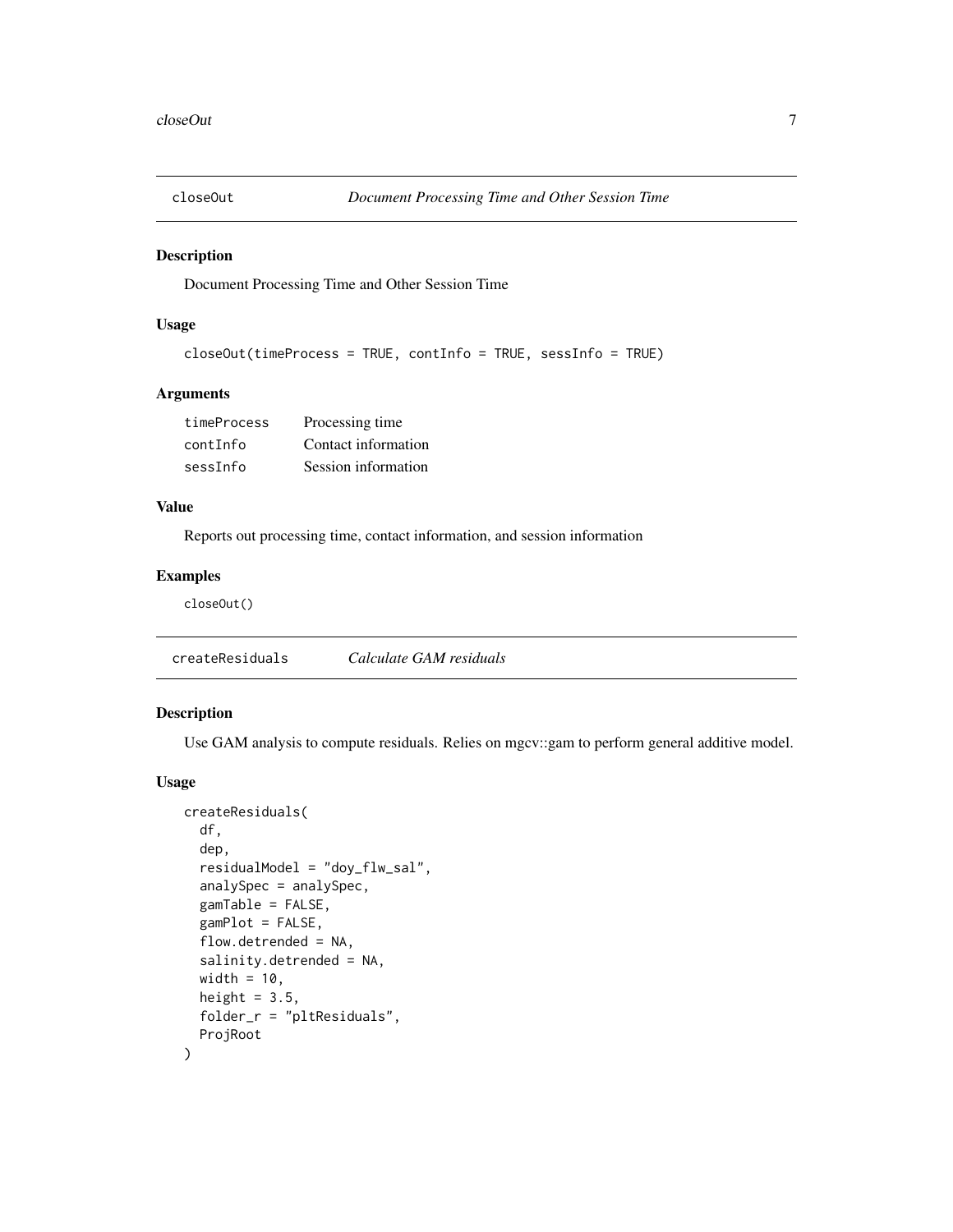## closeOut — *Document Processing Time and Other Session Time*

### Description

Document Processing Time and Other Session Time

### Usage

```
closeOut(timeProcess = TRUE, contInfo = TRUE, sessInfo = TRUE)
```

### Arguments

| | |
|---|---|
| timeProcess | Processing time |
| contInfo | Contact information |
| sessInfo | Session information |

### Value

Reports out processing time, contact information, and session information

### Examples

```
closeOut()
```

## createResiduals — *Calculate GAM residuals*

### Description

Use GAM analysis to compute residuals. Relies on mgcv::gam to perform general additive model.

### Usage

```
createResiduals(
  df,
  dep,
  residualModel = "doy_flw_sal",
  analySpec = analySpec,
  gamTable = FALSE,
  gamPlot = FALSE,
  flow.detrended = NA,
  salinity.detrended = NA,
  width = 10,
  height = 3.5,
  folder_r = "pltResiduals",
  ProjRoot
)
```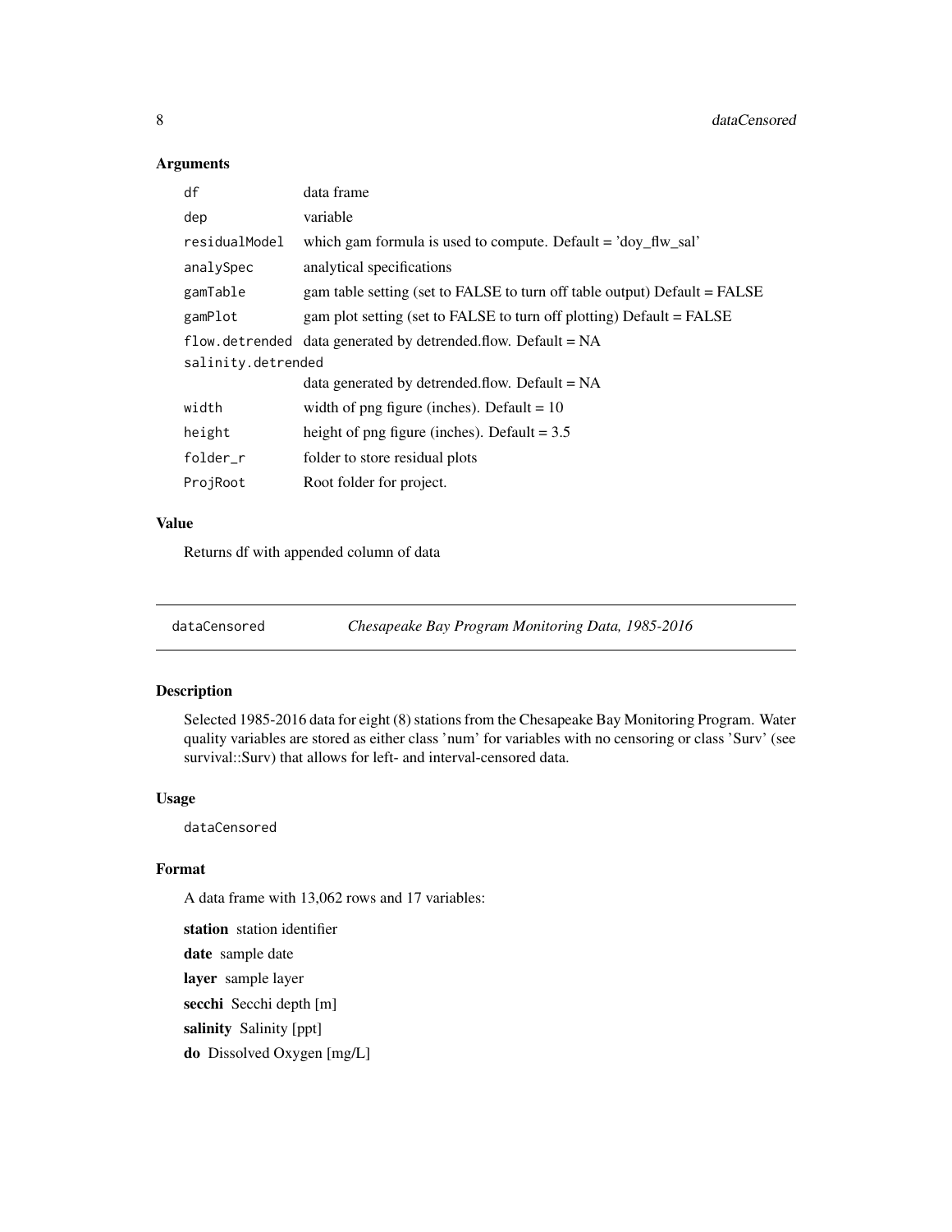### Arguments

| | |
|---|---|
| `df` | data frame |
| `dep` | variable |
| `residualModel` | which gam formula is used to compute. Default = 'doy_flw_sal' |
| `analySpec` | analytical specifications |
| `gamTable` | gam table setting (set to FALSE to turn off table output) Default = FALSE |
| `gamPlot` | gam plot setting (set to FALSE to turn off plotting) Default = FALSE |
| `flow.detrended` | data generated by detrended.flow. Default = NA |
| `salinity.detrended` | data generated by detrended.flow. Default = NA |
| `width` | width of png figure (inches). Default = 10 |
| `height` | height of png figure (inches). Default = 3.5 |
| `folder_r` | folder to store residual plots |
| `ProjRoot` | Root folder for project. |

### Value

Returns df with appended column of data

---

## dataCensored — *Chesapeake Bay Program Monitoring Data, 1985-2016*

---

### Description

Selected 1985-2016 data for eight (8) stations from the Chesapeake Bay Monitoring Program. Water quality variables are stored as either class 'num' for variables with no censoring or class 'Surv' (see survival::Surv) that allows for left- and interval-censored data.

### Usage

```
dataCensored
```

### Format

A data frame with 13,062 rows and 17 variables:

**station** station identifier

**date** sample date

**layer** sample layer

**secchi** Secchi depth [m]

**salinity** Salinity [ppt]

**do** Dissolved Oxygen [mg/L]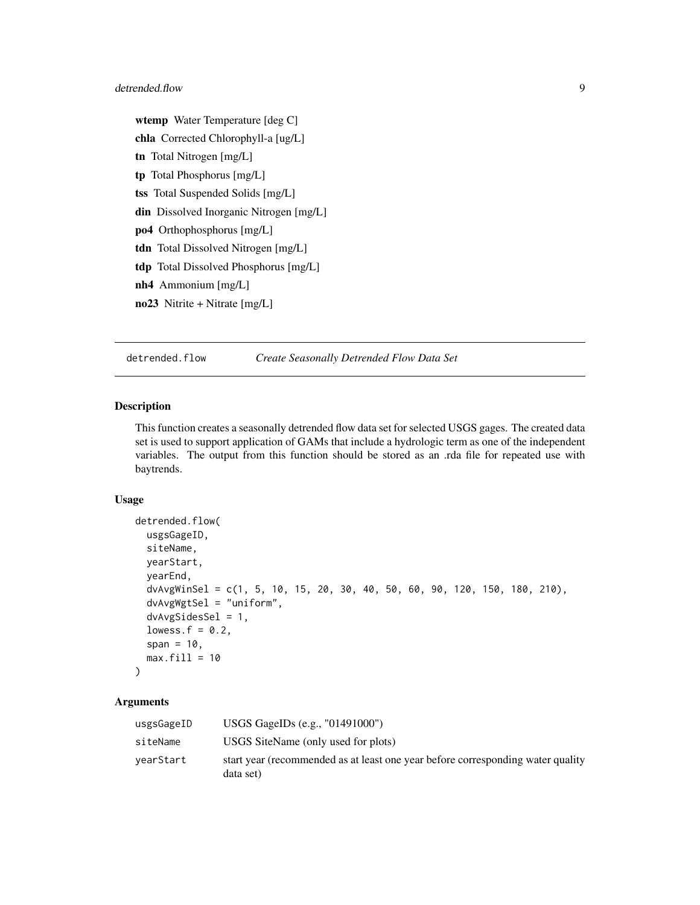**wtemp** Water Temperature [deg C]

**chla** Corrected Chlorophyll-a [ug/L]

**tn** Total Nitrogen [mg/L]

**tp** Total Phosphorus [mg/L]

**tss** Total Suspended Solids [mg/L]

**din** Dissolved Inorganic Nitrogen [mg/L]

**po4** Orthophosphorus [mg/L]

**tdn** Total Dissolved Nitrogen [mg/L]

**tdp** Total Dissolved Phosphorus [mg/L]

**nh4** Ammonium [mg/L]

**no23** Nitrite + Nitrate [mg/L]

---

## detrended.flow — *Create Seasonally Detrended Flow Data Set*

### Description

This function creates a seasonally detrended flow data set for selected USGS gages. The created data set is used to support application of GAMs that include a hydrologic term as one of the independent variables. The output from this function should be stored as an .rda file for repeated use with baytrends.

### Usage

```
detrended.flow(
  usgsGageID,
  siteName,
  yearStart,
  yearEnd,
  dvAvgWinSel = c(1, 5, 10, 15, 20, 30, 40, 50, 60, 90, 120, 150, 180, 210),
  dvAvgWgtSel = "uniform",
  dvAvgSidesSel = 1,
  lowess.f = 0.2,
  span = 10,
  max.fill = 10
)
```

### Arguments

| | |
|---|---|
| usgsGageID | USGS GageIDs (e.g., "01491000") |
| siteName | USGS SiteName (only used for plots) |
| yearStart | start year (recommended as at least one year before corresponding water quality data set) |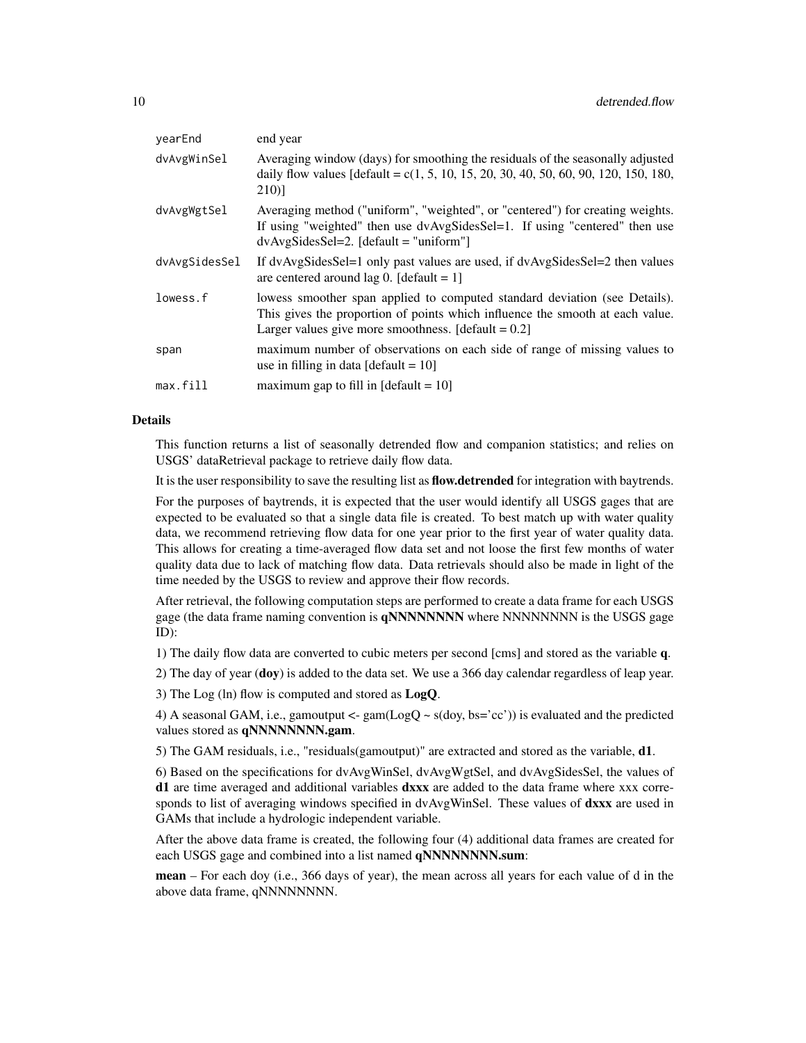| | |
|---|---|
| yearEnd | end year |
| dvAvgWinSel | Averaging window (days) for smoothing the residuals of the seasonally adjusted daily flow values [default = c(1, 5, 10, 15, 20, 30, 40, 50, 60, 90, 120, 150, 180, 210)] |
| dvAvgWgtSel | Averaging method ("uniform", "weighted", or "centered") for creating weights. If using "weighted" then use dvAvgSidesSel=1. If using "centered" then use dvAvgSidesSel=2. [default = "uniform"] |
| dvAvgSidesSel | If dvAvgSidesSel=1 only past values are used, if dvAvgSidesSel=2 then values are centered around lag 0. [default = 1] |
| lowess.f | lowess smoother span applied to computed standard deviation (see Details). This gives the proportion of points which influence the smooth at each value. Larger values give more smoothness. [default = 0.2] |
| span | maximum number of observations on each side of range of missing values to use in filling in data [default = 10] |
| max.fill | maximum gap to fill in [default = 10] |

### Details

This function returns a list of seasonally detrended flow and companion statistics; and relies on USGS' dataRetrieval package to retrieve daily flow data.

It is the user responsibility to save the resulting list as **flow.detrended** for integration with baytrends.

For the purposes of baytrends, it is expected that the user would identify all USGS gages that are expected to be evaluated so that a single data file is created. To best match up with water quality data, we recommend retrieving flow data for one year prior to the first year of water quality data. This allows for creating a time-averaged flow data set and not loose the first few months of water quality data due to lack of matching flow data. Data retrievals should also be made in light of the time needed by the USGS to review and approve their flow records.

After retrieval, the following computation steps are performed to create a data frame for each USGS gage (the data frame naming convention is **qNNNNNNNN** where NNNNNNNN is the USGS gage ID):

1) The daily flow data are converted to cubic meters per second [cms] and stored as the variable **q**.

2) The day of year (**doy**) is added to the data set. We use a 366 day calendar regardless of leap year.

3) The Log (ln) flow is computed and stored as **LogQ**.

4) A seasonal GAM, i.e., gamoutput <- gam(LogQ ~ s(doy, bs='cc')) is evaluated and the predicted values stored as **qNNNNNNNN.gam**.

5) The GAM residuals, i.e., "residuals(gamoutput)" are extracted and stored as the variable, **d1**.

6) Based on the specifications for dvAvgWinSel, dvAvgWgtSel, and dvAvgSidesSel, the values of **d1** are time averaged and additional variables **dxxx** are added to the data frame where xxx corresponds to list of averaging windows specified in dvAvgWinSel. These values of **dxxx** are used in GAMs that include a hydrologic independent variable.

After the above data frame is created, the following four (4) additional data frames are created for each USGS gage and combined into a list named **qNNNNNNNN.sum**:

**mean** – For each doy (i.e., 366 days of year), the mean across all years for each value of d in the above data frame, qNNNNNNNN.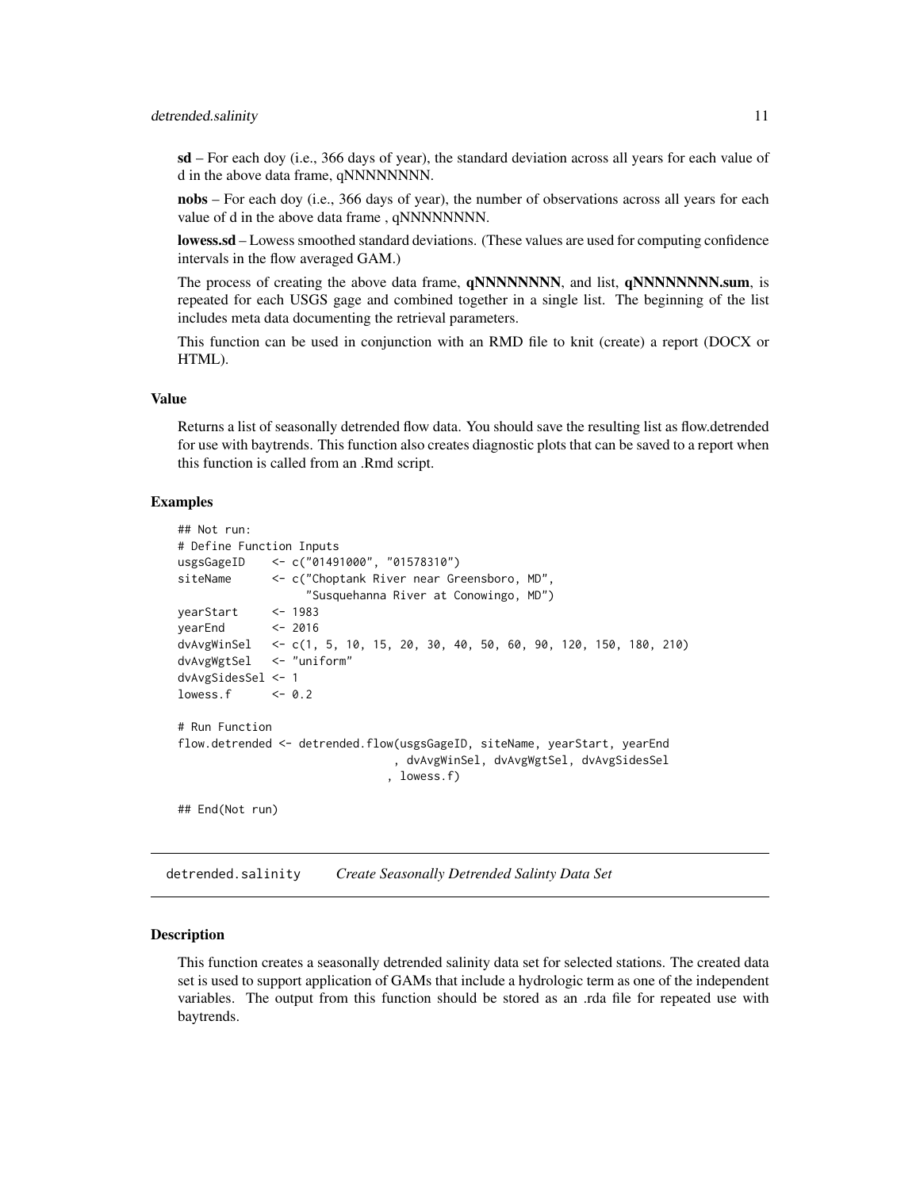**sd** – For each doy (i.e., 366 days of year), the standard deviation across all years for each value of d in the above data frame, qNNNNNNNN.

**nobs** – For each doy (i.e., 366 days of year), the number of observations across all years for each value of d in the above data frame , qNNNNNNNN.

**lowess.sd** – Lowess smoothed standard deviations. (These values are used for computing confidence intervals in the flow averaged GAM.)

The process of creating the above data frame, **qNNNNNNNN**, and list, **qNNNNNNNN.sum**, is repeated for each USGS gage and combined together in a single list. The beginning of the list includes meta data documenting the retrieval parameters.

This function can be used in conjunction with an RMD file to knit (create) a report (DOCX or HTML).

### Value

Returns a list of seasonally detrended flow data. You should save the resulting list as flow.detrended for use with baytrends. This function also creates diagnostic plots that can be saved to a report when this function is called from an .Rmd script.

### Examples

```
## Not run:
# Define Function Inputs
usgsGageID    <- c("01491000", "01578310")
siteName      <- c("Choptank River near Greensboro, MD",
                   "Susquehanna River at Conowingo, MD")
yearStart     <- 1983
yearEnd       <- 2016
dvAvgWinSel   <- c(1, 5, 10, 15, 20, 30, 40, 50, 60, 90, 120, 150, 180, 210)
dvAvgWgtSel   <- "uniform"
dvAvgSidesSel <- 1
lowess.f      <- 0.2

# Run Function
flow.detrended <- detrended.flow(usgsGageID, siteName, yearStart, yearEnd
                                , dvAvgWinSel, dvAvgWgtSel, dvAvgSidesSel
                               , lowess.f)

## End(Not run)
```

---

## detrended.salinity *Create Seasonally Detrended Salinty Data Set*

### Description

This function creates a seasonally detrended salinity data set for selected stations. The created data set is used to support application of GAMs that include a hydrologic term as one of the independent variables. The output from this function should be stored as an .rda file for repeated use with baytrends.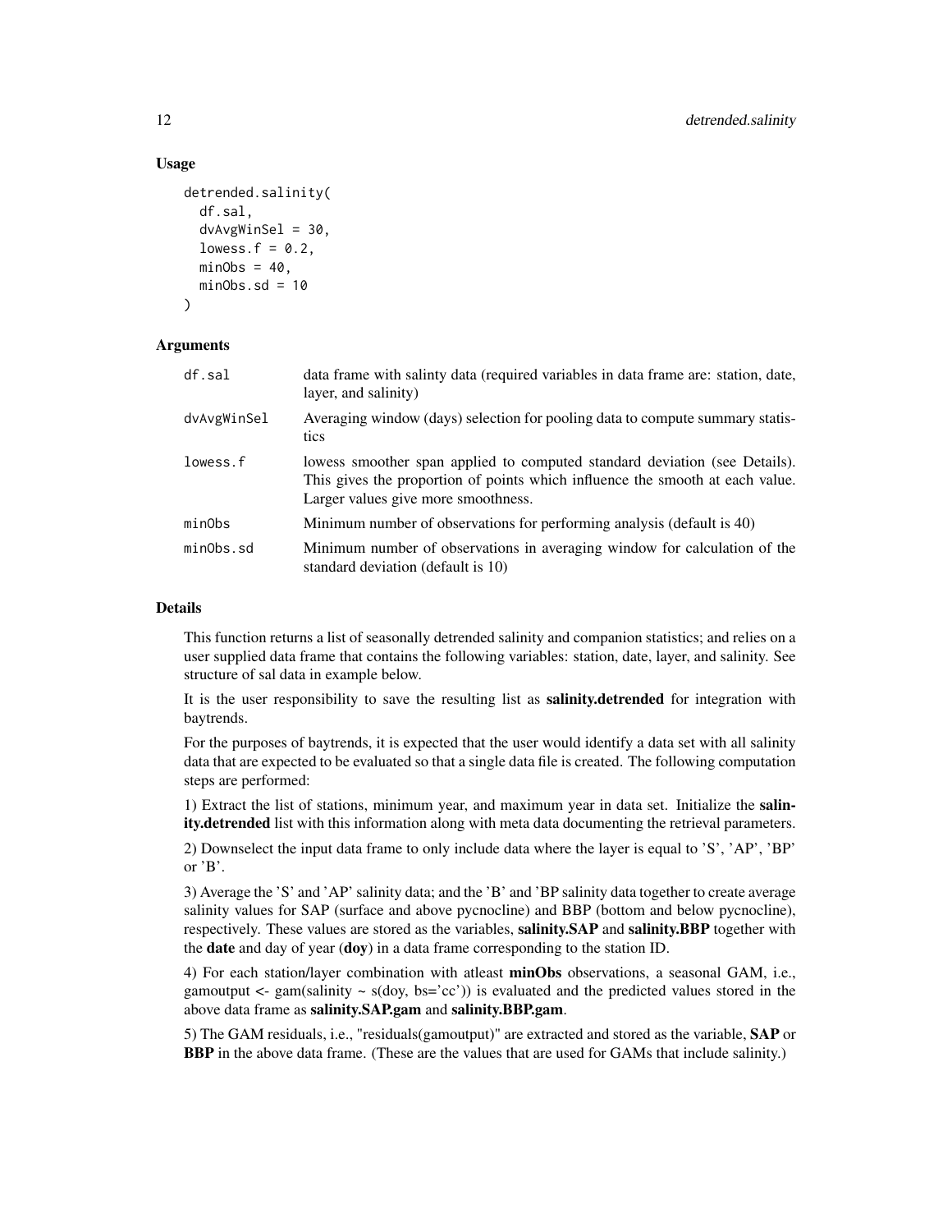### Usage

```
detrended.salinity(
  df.sal,
  dvAvgWinSel = 30,
  lowess.f = 0.2,
  minObs = 40,
  minObs.sd = 10
)
```

### Arguments

| | |
|---|---|
| df.sal | data frame with salinty data (required variables in data frame are: station, date, layer, and salinity) |
| dvAvgWinSel | Averaging window (days) selection for pooling data to compute summary statistics |
| lowess.f | lowess smoother span applied to computed standard deviation (see Details). This gives the proportion of points which influence the smooth at each value. Larger values give more smoothness. |
| minObs | Minimum number of observations for performing analysis (default is 40) |
| minObs.sd | Minimum number of observations in averaging window for calculation of the standard deviation (default is 10) |

### Details

This function returns a list of seasonally detrended salinity and companion statistics; and relies on a user supplied data frame that contains the following variables: station, date, layer, and salinity. See structure of sal data in example below.

It is the user responsibility to save the resulting list as **salinity.detrended** for integration with baytrends.

For the purposes of baytrends, it is expected that the user would identify a data set with all salinity data that are expected to be evaluated so that a single data file is created. The following computation steps are performed:

1) Extract the list of stations, minimum year, and maximum year in data set. Initialize the **salinity.detrended** list with this information along with meta data documenting the retrieval parameters.

2) Downselect the input data frame to only include data where the layer is equal to 'S', 'AP', 'BP' or 'B'.

3) Average the 'S' and 'AP' salinity data; and the 'B' and 'BP salinity data together to create average salinity values for SAP (surface and above pycnocline) and BBP (bottom and below pycnocline), respectively. These values are stored as the variables, **salinity.SAP** and **salinity.BBP** together with the **date** and day of year (**doy**) in a data frame corresponding to the station ID.

4) For each station/layer combination with atleast **minObs** observations, a seasonal GAM, i.e., gamoutput <- gam(salinity ~ s(doy, bs='cc')) is evaluated and the predicted values stored in the above data frame as **salinity.SAP.gam** and **salinity.BBP.gam**.

5) The GAM residuals, i.e., "residuals(gamoutput)" are extracted and stored as the variable, **SAP** or **BBP** in the above data frame. (These are the values that are used for GAMs that include salinity.)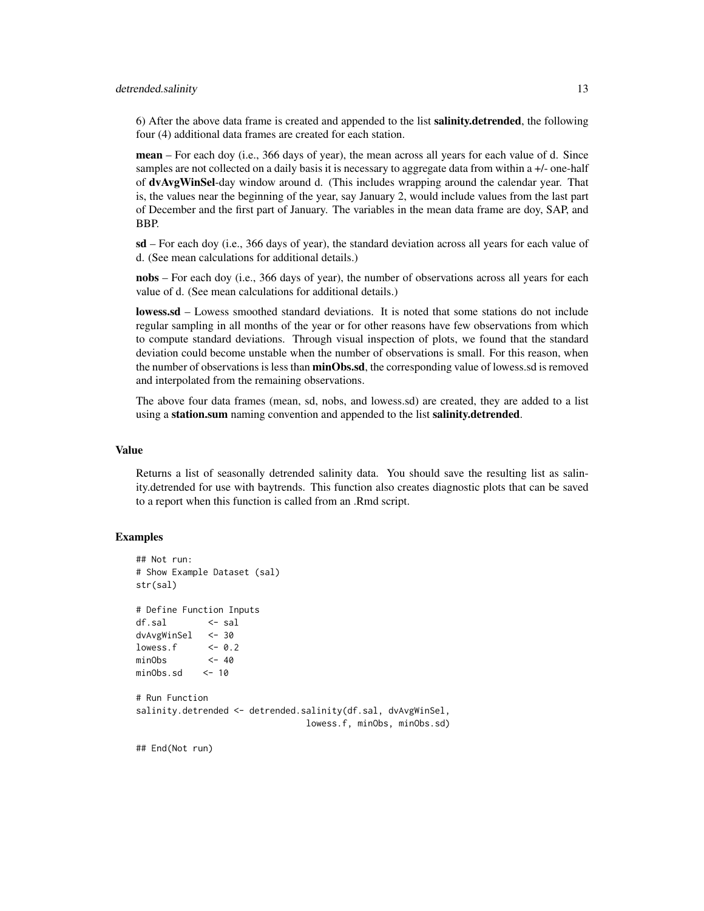6) After the above data frame is created and appended to the list **salinity.detrended**, the following four (4) additional data frames are created for each station.

**mean** – For each doy (i.e., 366 days of year), the mean across all years for each value of d. Since samples are not collected on a daily basis it is necessary to aggregate data from within a +/- one-half of **dvAvgWinSel**-day window around d. (This includes wrapping around the calendar year. That is, the values near the beginning of the year, say January 2, would include values from the last part of December and the first part of January. The variables in the mean data frame are doy, SAP, and BBP.

**sd** – For each doy (i.e., 366 days of year), the standard deviation across all years for each value of d. (See mean calculations for additional details.)

**nobs** – For each doy (i.e., 366 days of year), the number of observations across all years for each value of d. (See mean calculations for additional details.)

**lowess.sd** – Lowess smoothed standard deviations. It is noted that some stations do not include regular sampling in all months of the year or for other reasons have few observations from which to compute standard deviations. Through visual inspection of plots, we found that the standard deviation could become unstable when the number of observations is small. For this reason, when the number of observations is less than **minObs.sd**, the corresponding value of lowess.sd is removed and interpolated from the remaining observations.

The above four data frames (mean, sd, nobs, and lowess.sd) are created, they are added to a list using a **station.sum** naming convention and appended to the list **salinity.detrended**.

### Value

Returns a list of seasonally detrended salinity data. You should save the resulting list as salinity.detrended for use with baytrends. This function also creates diagnostic plots that can be saved to a report when this function is called from an .Rmd script.

### Examples

```
## Not run:
# Show Example Dataset (sal)
str(sal)

# Define Function Inputs
df.sal        <- sal
dvAvgWinSel   <- 30
lowess.f      <- 0.2
minObs        <- 40
minObs.sd    <- 10

# Run Function
salinity.detrended <- detrended.salinity(df.sal, dvAvgWinSel,
                                   lowess.f, minObs, minObs.sd)

## End(Not run)
```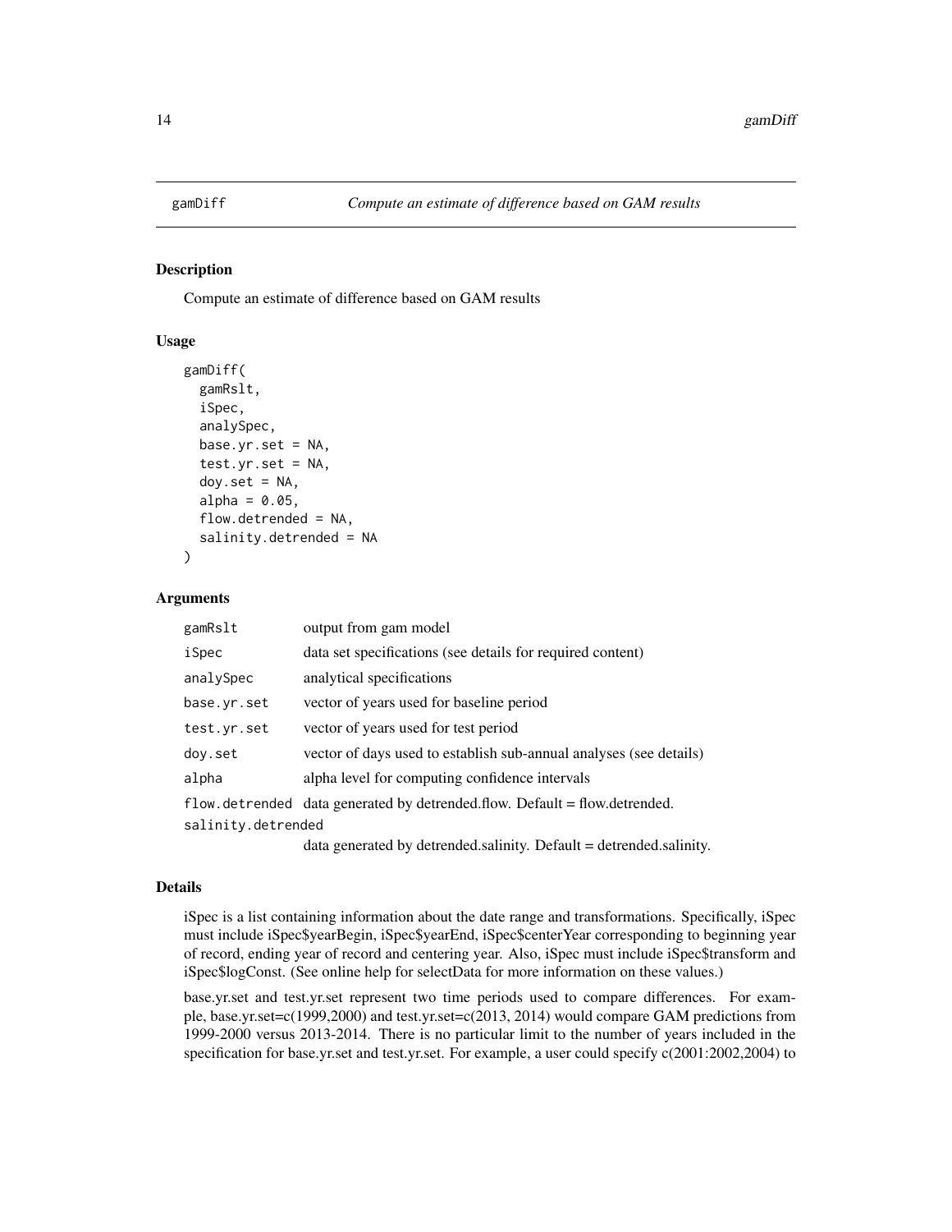# gamDiff    *Compute an estimate of difference based on GAM results*

## Description

Compute an estimate of difference based on GAM results

## Usage

```
gamDiff(
  gamRslt,
  iSpec,
  analySpec,
  base.yr.set = NA,
  test.yr.set = NA,
  doy.set = NA,
  alpha = 0.05,
  flow.detrended = NA,
  salinity.detrended = NA
)
```

## Arguments

| | |
|---|---|
| gamRslt | output from gam model |
| iSpec | data set specifications (see details for required content) |
| analySpec | analytical specifications |
| base.yr.set | vector of years used for baseline period |
| test.yr.set | vector of years used for test period |
| doy.set | vector of days used to establish sub-annual analyses (see details) |
| alpha | alpha level for computing confidence intervals |
| flow.detrended | data generated by detrended.flow. Default = flow.detrended. |
| salinity.detrended | data generated by detrended.salinity. Default = detrended.salinity. |

## Details

iSpec is a list containing information about the date range and transformations. Specifically, iSpec must include iSpec$yearBegin, iSpec$yearEnd, iSpec$centerYear corresponding to beginning year of record, ending year of record and centering year. Also, iSpec must include iSpec$transform and iSpec$logConst. (See online help for selectData for more information on these values.)

base.yr.set and test.yr.set represent two time periods used to compare differences. For example, base.yr.set=c(1999,2000) and test.yr.set=c(2013, 2014) would compare GAM predictions from 1999-2000 versus 2013-2014. There is no particular limit to the number of years included in the specification for base.yr.set and test.yr.set. For example, a user could specify c(2001:2002,2004) to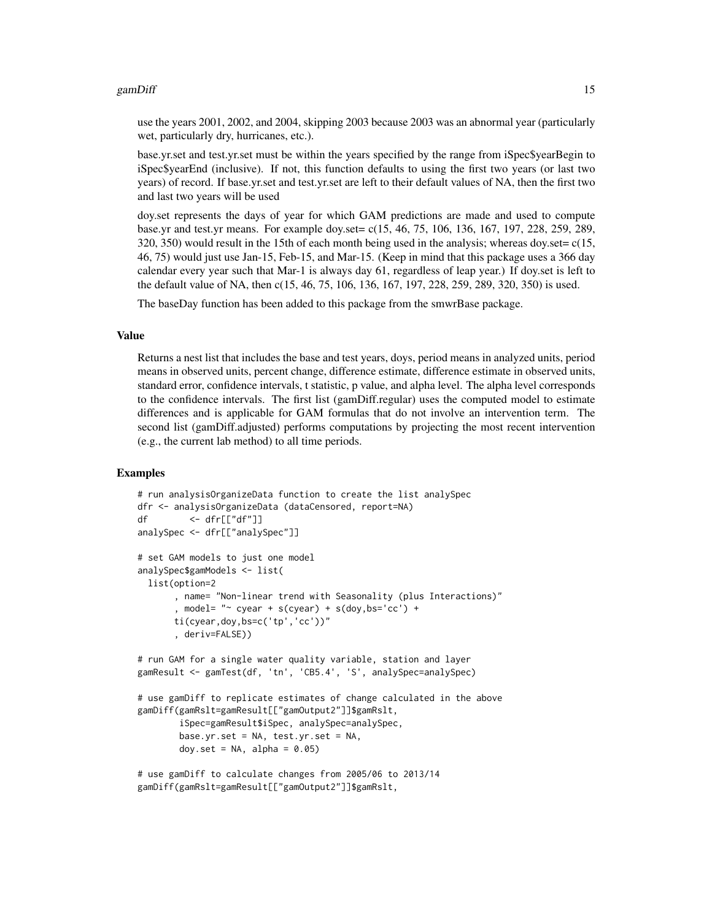use the years 2001, 2002, and 2004, skipping 2003 because 2003 was an abnormal year (particularly wet, particularly dry, hurricanes, etc.).

base.yr.set and test.yr.set must be within the years specified by the range from iSpec$yearBegin to iSpec$yearEnd (inclusive). If not, this function defaults to using the first two years (or last two years) of record. If base.yr.set and test.yr.set are left to their default values of NA, then the first two and last two years will be used

doy.set represents the days of year for which GAM predictions are made and used to compute base.yr and test.yr means. For example doy.set= c(15, 46, 75, 106, 136, 167, 197, 228, 259, 289, 320, 350) would result in the 15th of each month being used in the analysis; whereas doy.set= c(15, 46, 75) would just use Jan-15, Feb-15, and Mar-15. (Keep in mind that this package uses a 366 day calendar every year such that Mar-1 is always day 61, regardless of leap year.) If doy.set is left to the default value of NA, then c(15, 46, 75, 106, 136, 167, 197, 228, 259, 289, 320, 350) is used.

The baseDay function has been added to this package from the smwrBase package.

## Value

Returns a nest list that includes the base and test years, doys, period means in analyzed units, period means in observed units, percent change, difference estimate, difference estimate in observed units, standard error, confidence intervals, t statistic, p value, and alpha level. The alpha level corresponds to the confidence intervals. The first list (gamDiff.regular) uses the computed model to estimate differences and is applicable for GAM formulas that do not involve an intervention term. The second list (gamDiff.adjusted) performs computations by projecting the most recent intervention (e.g., the current lab method) to all time periods.

## Examples

```
# run analysisOrganizeData function to create the list analySpec
dfr <- analysisOrganizeData (dataCensored, report=NA)
df        <- dfr[["df"]]
analySpec <- dfr[["analySpec"]]

# set GAM models to just one model
analySpec$gamModels <- list(
  list(option=2
       , name= "Non-linear trend with Seasonality (plus Interactions)"
       , model= "~ cyear + s(cyear) + s(doy,bs='cc') +
       ti(cyear,doy,bs=c('tp','cc'))"
       , deriv=FALSE))

# run GAM for a single water quality variable, station and layer
gamResult <- gamTest(df, 'tn', 'CB5.4', 'S', analySpec=analySpec)

# use gamDiff to replicate estimates of change calculated in the above
gamDiff(gamRslt=gamResult[["gamOutput2"]]$gamRslt,
        iSpec=gamResult$iSpec, analySpec=analySpec,
        base.yr.set = NA, test.yr.set = NA,
        doy.set = NA, alpha = 0.05)

# use gamDiff to calculate changes from 2005/06 to 2013/14
gamDiff(gamRslt=gamResult[["gamOutput2"]]$gamRslt,
```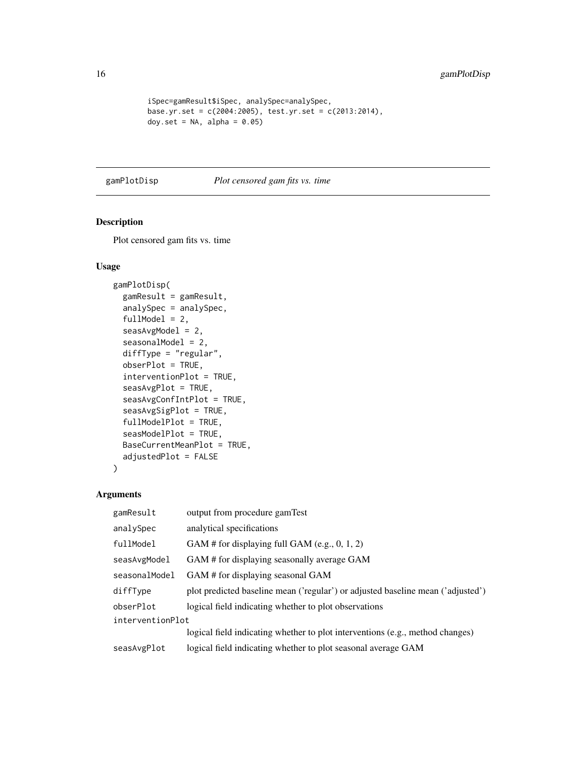```
iSpec=gamResult$iSpec, analySpec=analySpec,
base.yr.set = c(2004:2005), test.yr.set = c(2013:2014),
doy.set = NA, alpha = 0.05)
```

## gamPlotDisp    *Plot censored gam fits vs. time*

### Description

Plot censored gam fits vs. time

### Usage

```
gamPlotDisp(
  gamResult = gamResult,
  analySpec = analySpec,
  fullModel = 2,
  seasAvgModel = 2,
  seasonalModel = 2,
  diffType = "regular",
  obserPlot = TRUE,
  interventionPlot = TRUE,
  seasAvgPlot = TRUE,
  seasAvgConfIntPlot = TRUE,
  seasAvgSigPlot = TRUE,
  fullModelPlot = TRUE,
  seasModelPlot = TRUE,
  BaseCurrentMeanPlot = TRUE,
  adjustedPlot = FALSE
)
```

### Arguments

| | |
|---|---|
| `gamResult` | output from procedure gamTest |
| `analySpec` | analytical specifications |
| `fullModel` | GAM # for displaying full GAM (e.g., 0, 1, 2) |
| `seasAvgModel` | GAM # for displaying seasonally average GAM |
| `seasonalModel` | GAM # for displaying seasonal GAM |
| `diffType` | plot predicted baseline mean ('regular') or adjusted baseline mean ('adjusted') |
| `obserPlot` | logical field indicating whether to plot observations |
| `interventionPlot` | logical field indicating whether to plot interventions (e.g., method changes) |
| `seasAvgPlot` | logical field indicating whether to plot seasonal average GAM |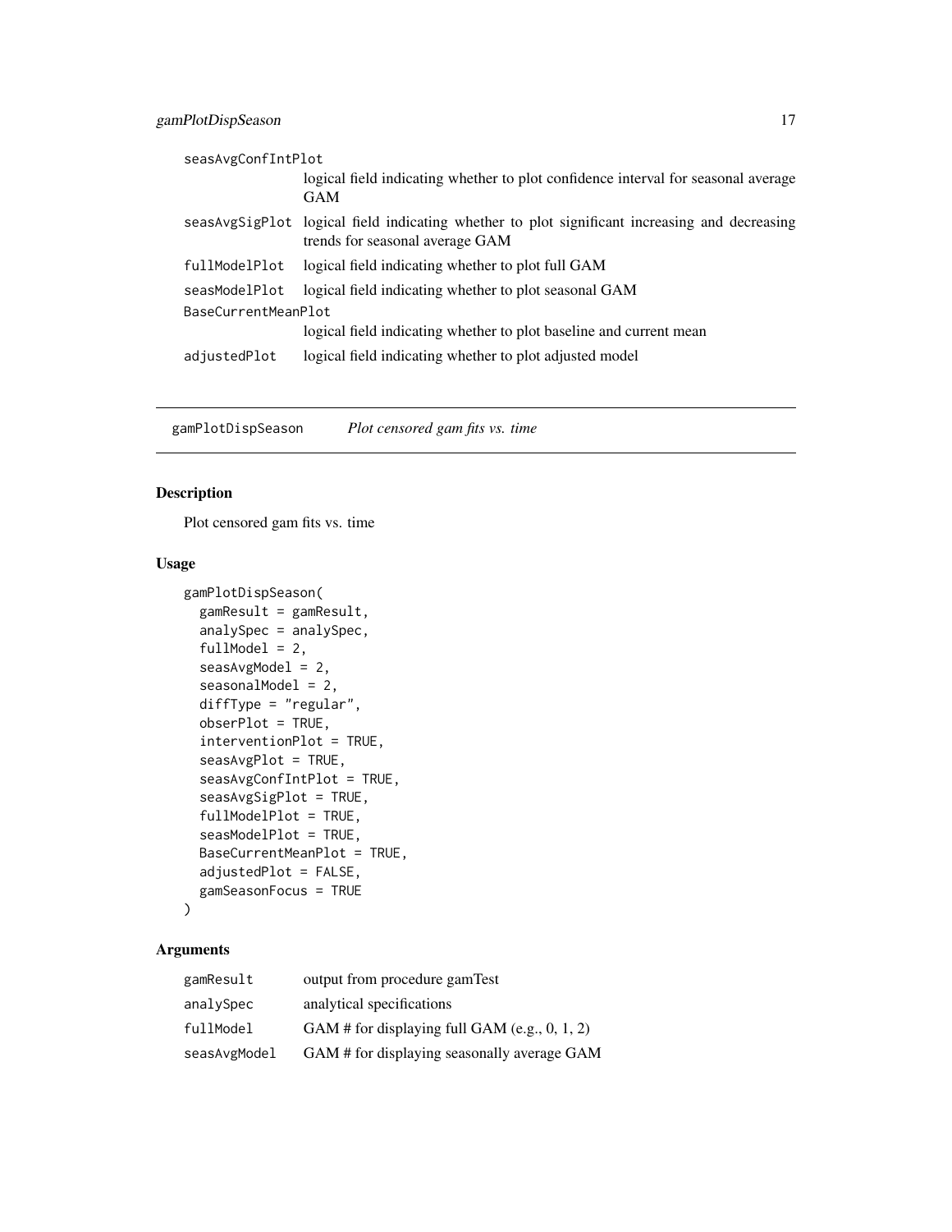| | |
|---|---|
| seasAvgConfIntPlot | logical field indicating whether to plot confidence interval for seasonal average GAM |
| seasAvgSigPlot | logical field indicating whether to plot significant increasing and decreasing trends for seasonal average GAM |
| fullModelPlot | logical field indicating whether to plot full GAM |
| seasModelPlot | logical field indicating whether to plot seasonal GAM |
| BaseCurrentMeanPlot | logical field indicating whether to plot baseline and current mean |
| adjustedPlot | logical field indicating whether to plot adjusted model |

---

## gamPlotDispSeason — *Plot censored gam fits vs. time*

### Description

Plot censored gam fits vs. time

### Usage

```
gamPlotDispSeason(
  gamResult = gamResult,
  analySpec = analySpec,
  fullModel = 2,
  seasAvgModel = 2,
  seasonalModel = 2,
  diffType = "regular",
  obserPlot = TRUE,
  interventionPlot = TRUE,
  seasAvgPlot = TRUE,
  seasAvgConfIntPlot = TRUE,
  seasAvgSigPlot = TRUE,
  fullModelPlot = TRUE,
  seasModelPlot = TRUE,
  BaseCurrentMeanPlot = TRUE,
  adjustedPlot = FALSE,
  gamSeasonFocus = TRUE
)
```

### Arguments

| | |
|---|---|
| gamResult | output from procedure gamTest |
| analySpec | analytical specifications |
| fullModel | GAM # for displaying full GAM (e.g., 0, 1, 2) |
| seasAvgModel | GAM # for displaying seasonally average GAM |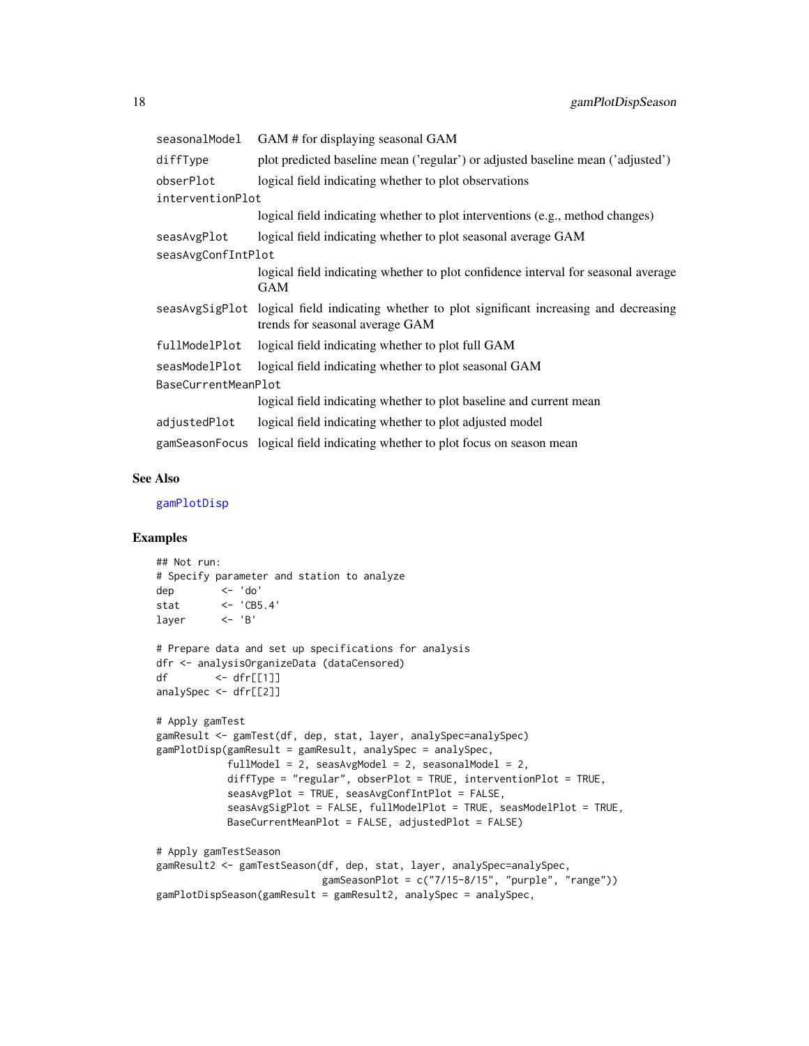| | |
|---|---|
| seasonalModel | GAM # for displaying seasonal GAM |
| diffType | plot predicted baseline mean ('regular') or adjusted baseline mean ('adjusted') |
| obserPlot | logical field indicating whether to plot observations |
| interventionPlot | logical field indicating whether to plot interventions (e.g., method changes) |
| seasAvgPlot | logical field indicating whether to plot seasonal average GAM |
| seasAvgConfIntPlot | logical field indicating whether to plot confidence interval for seasonal average GAM |
| seasAvgSigPlot | logical field indicating whether to plot significant increasing and decreasing trends for seasonal average GAM |
| fullModelPlot | logical field indicating whether to plot full GAM |
| seasModelPlot | logical field indicating whether to plot seasonal GAM |
| BaseCurrentMeanPlot | logical field indicating whether to plot baseline and current mean |
| adjustedPlot | logical field indicating whether to plot adjusted model |
| gamSeasonFocus | logical field indicating whether to plot focus on season mean |

## See Also

gamPlotDisp

## Examples

```
## Not run:
# Specify parameter and station to analyze
dep        <- 'do'
stat       <- 'CB5.4'
layer      <- 'B'

# Prepare data and set up specifications for analysis
dfr <- analysisOrganizeData (dataCensored)
df        <- dfr[[1]]
analySpec <- dfr[[2]]

# Apply gamTest
gamResult <- gamTest(df, dep, stat, layer, analySpec=analySpec)
gamPlotDisp(gamResult = gamResult, analySpec = analySpec,
            fullModel = 2, seasAvgModel = 2, seasonalModel = 2,
            diffType = "regular", obserPlot = TRUE, interventionPlot = TRUE,
            seasAvgPlot = TRUE, seasAvgConfIntPlot = FALSE,
            seasAvgSigPlot = FALSE, fullModelPlot = TRUE, seasModelPlot = TRUE,
            BaseCurrentMeanPlot = FALSE, adjustedPlot = FALSE)

# Apply gamTestSeason
gamResult2 <- gamTestSeason(df, dep, stat, layer, analySpec=analySpec,
                            gamSeasonPlot = c("7/15-8/15", "purple", "range"))
gamPlotDispSeason(gamResult = gamResult2, analySpec = analySpec,
```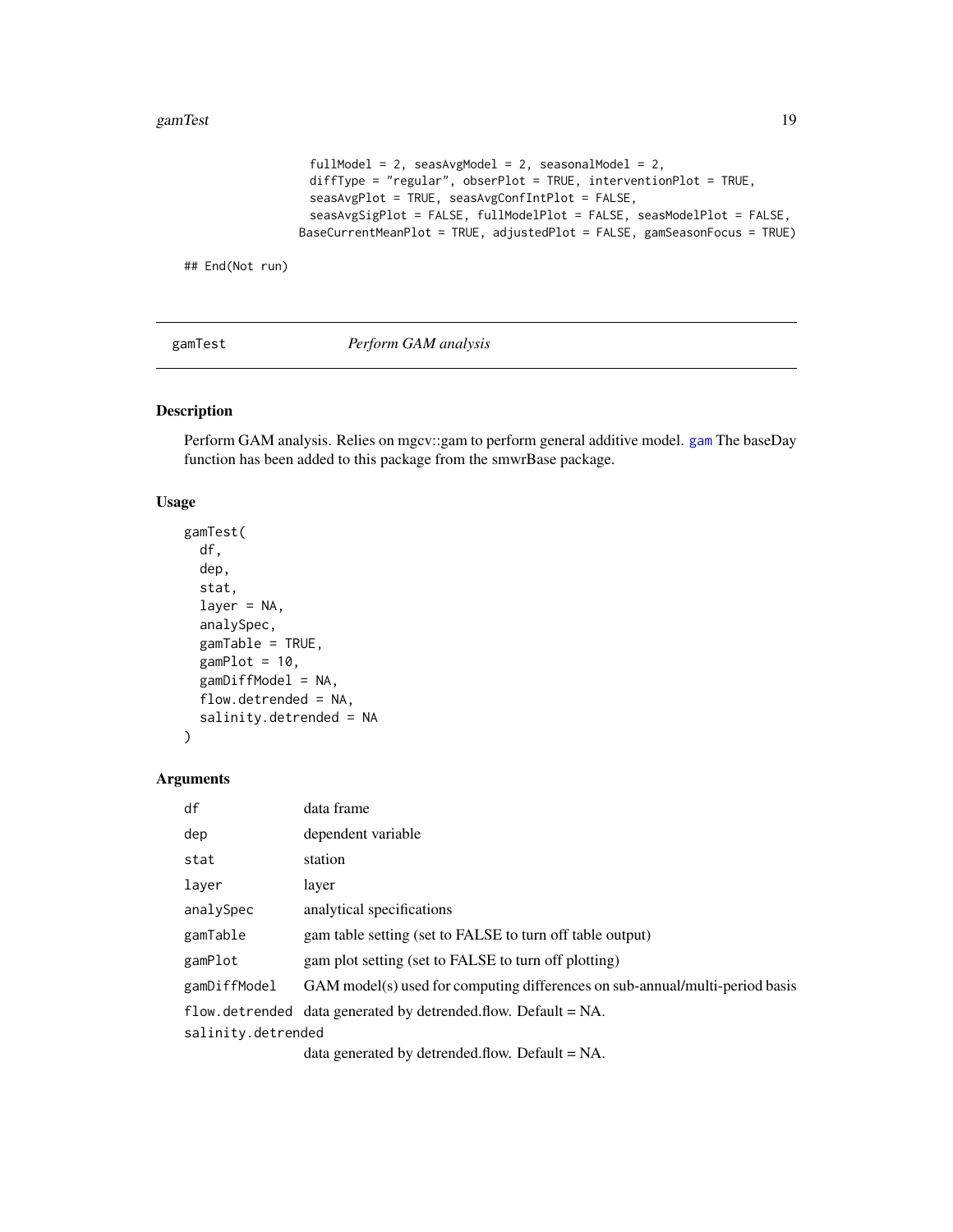```
                 fullModel = 2, seasAvgModel = 2, seasonalModel = 2,
                 diffType = "regular", obserPlot = TRUE, interventionPlot = TRUE,
                 seasAvgPlot = TRUE, seasAvgConfIntPlot = FALSE,
                 seasAvgSigPlot = FALSE, fullModelPlot = FALSE, seasModelPlot = FALSE,
                BaseCurrentMeanPlot = TRUE, adjustedPlot = FALSE, gamSeasonFocus = TRUE)

## End(Not run)
```

## gamTest *Perform GAM analysis*

### Description

Perform GAM analysis. Relies on mgcv::gam to perform general additive model. gam The baseDay function has been added to this package from the smwrBase package.

### Usage

```
gamTest(
  df,
  dep,
  stat,
  layer = NA,
  analySpec,
  gamTable = TRUE,
  gamPlot = 10,
  gamDiffModel = NA,
  flow.detrended = NA,
  salinity.detrended = NA
)
```

### Arguments

| | |
|---|---|
| df | data frame |
| dep | dependent variable |
| stat | station |
| layer | layer |
| analySpec | analytical specifications |
| gamTable | gam table setting (set to FALSE to turn off table output) |
| gamPlot | gam plot setting (set to FALSE to turn off plotting) |
| gamDiffModel | GAM model(s) used for computing differences on sub-annual/multi-period basis |
| flow.detrended | data generated by detrended.flow. Default = NA. |
| salinity.detrended | data generated by detrended.flow. Default = NA. |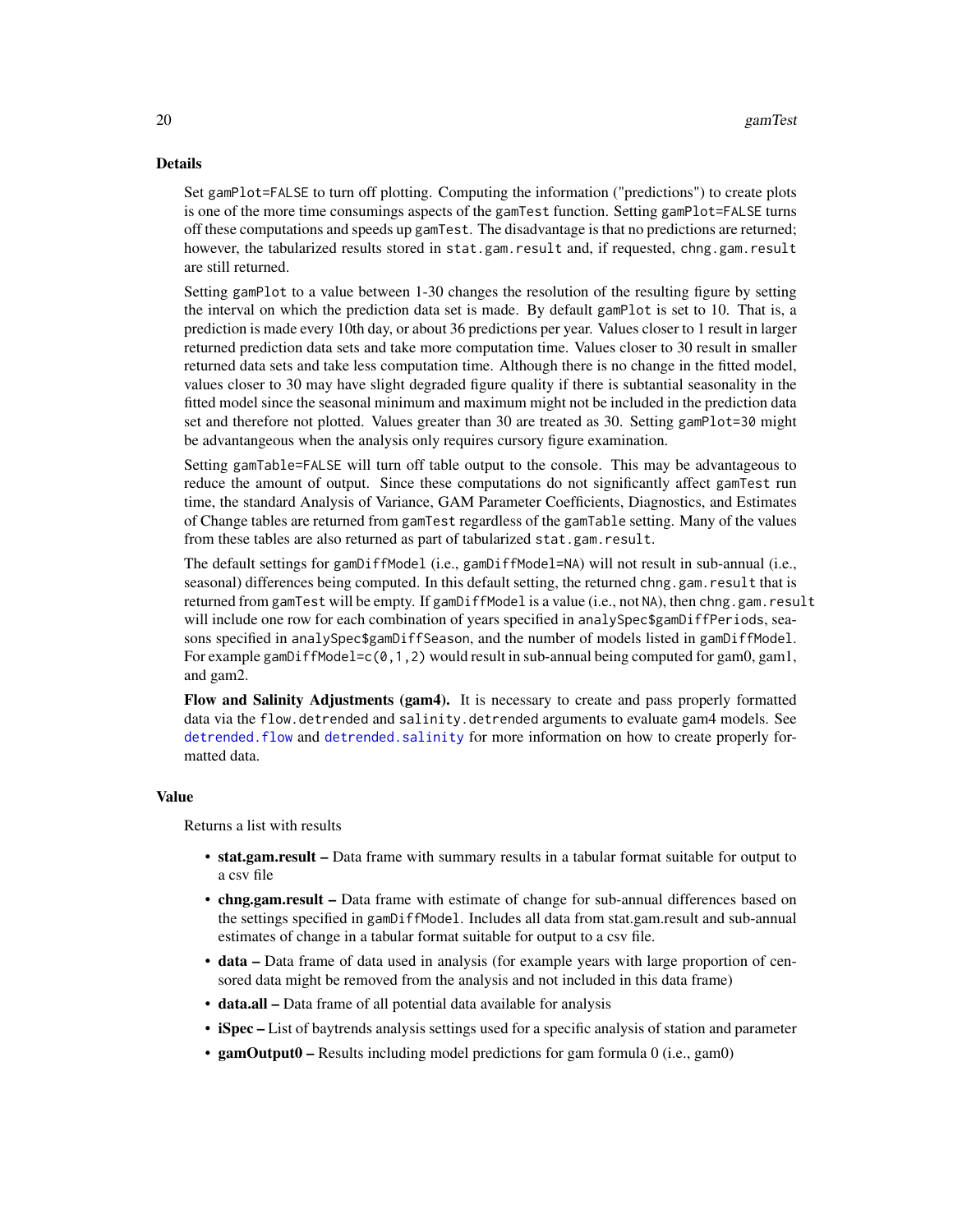## Details

Set `gamPlot=FALSE` to turn off plotting. Computing the information ("predictions") to create plots is one of the more time consumings aspects of the `gamTest` function. Setting `gamPlot=FALSE` turns off these computations and speeds up `gamTest`. The disadvantage is that no predictions are returned; however, the tabularized results stored in `stat.gam.result` and, if requested, `chng.gam.result` are still returned.

Setting `gamPlot` to a value between 1-30 changes the resolution of the resulting figure by setting the interval on which the prediction data set is made. By default `gamPlot` is set to 10. That is, a prediction is made every 10th day, or about 36 predictions per year. Values closer to 1 result in larger returned prediction data sets and take more computation time. Values closer to 30 result in smaller returned data sets and take less computation time. Although there is no change in the fitted model, values closer to 30 may have slight degraded figure quality if there is subtantial seasonality in the fitted model since the seasonal minimum and maximum might not be included in the prediction data set and therefore not plotted. Values greater than 30 are treated as 30. Setting `gamPlot=30` might be advantangeous when the analysis only requires cursory figure examination.

Setting `gamTable=FALSE` will turn off table output to the console. This may be advantageous to reduce the amount of output. Since these computations do not significantly affect `gamTest` run time, the standard Analysis of Variance, GAM Parameter Coefficients, Diagnostics, and Estimates of Change tables are returned from `gamTest` regardless of the `gamTable` setting. Many of the values from these tables are also returned as part of tabularized `stat.gam.result`.

The default settings for `gamDiffModel` (i.e., `gamDiffModel=NA`) will not result in sub-annual (i.e., seasonal) differences being computed. In this default setting, the returned `chng.gam.result` that is returned from `gamTest` will be empty. If `gamDiffModel` is a value (i.e., not `NA`), then `chng.gam.result` will include one row for each combination of years specified in `analySpec$gamDiffPeriods`, seasons specified in `analySpec$gamDiffSeason`, and the number of models listed in `gamDiffModel`. For example `gamDiffModel=c(0,1,2)` would result in sub-annual being computed for gam0, gam1, and gam2.

**Flow and Salinity Adjustments (gam4).** It is necessary to create and pass properly formatted data via the `flow.detrended` and `salinity.detrended` arguments to evaluate gam4 models. See `detrended.flow` and `detrended.salinity` for more information on how to create properly formatted data.

## Value

Returns a list with results

- **stat.gam.result –** Data frame with summary results in a tabular format suitable for output to a csv file
- **chng.gam.result –** Data frame with estimate of change for sub-annual differences based on the settings specified in `gamDiffModel`. Includes all data from stat.gam.result and sub-annual estimates of change in a tabular format suitable for output to a csv file.
- **data –** Data frame of data used in analysis (for example years with large proportion of censored data might be removed from the analysis and not included in this data frame)
- **data.all –** Data frame of all potential data available for analysis
- **iSpec –** List of baytrends analysis settings used for a specific analysis of station and parameter
- **gamOutput0 –** Results including model predictions for gam formula 0 (i.e., gam0)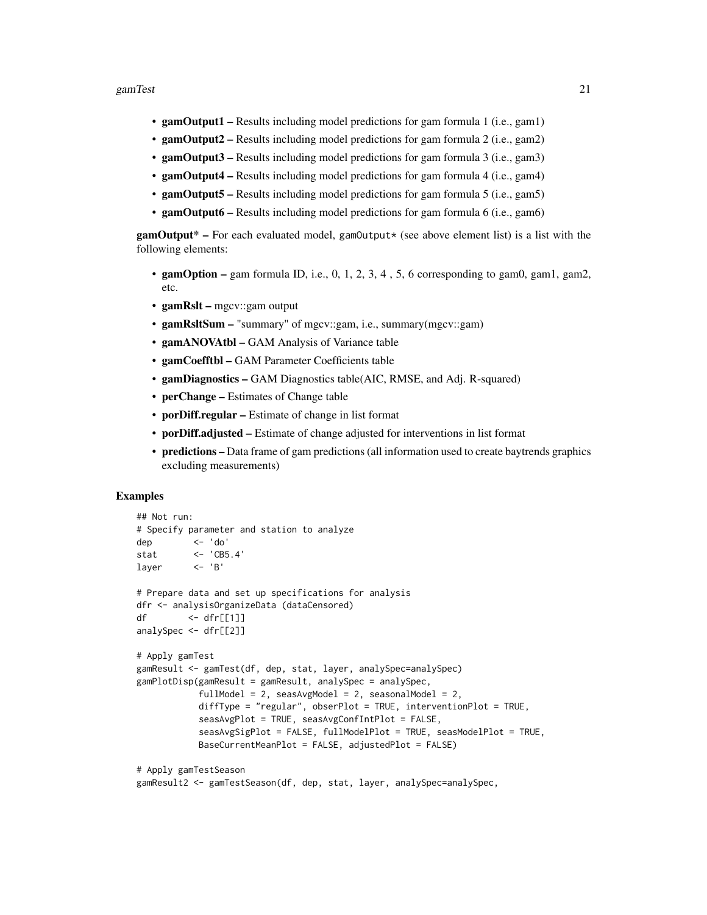- **gamOutput1 –** Results including model predictions for gam formula 1 (i.e., gam1)
- **gamOutput2 –** Results including model predictions for gam formula 2 (i.e., gam2)
- **gamOutput3 –** Results including model predictions for gam formula 3 (i.e., gam3)
- **gamOutput4 –** Results including model predictions for gam formula 4 (i.e., gam4)
- **gamOutput5 –** Results including model predictions for gam formula 5 (i.e., gam5)
- **gamOutput6 –** Results including model predictions for gam formula 6 (i.e., gam6)

**gamOutput* –** For each evaluated model, `gamOutput*` (see above element list) is a list with the following elements:

- **gamOption –** gam formula ID, i.e., 0, 1, 2, 3, 4 , 5, 6 corresponding to gam0, gam1, gam2, etc.
- **gamRslt –** mgcv::gam output
- **gamRsltSum –** "summary" of mgcv::gam, i.e., summary(mgcv::gam)
- **gamANOVAtbl –** GAM Analysis of Variance table
- **gamCoefftbl –** GAM Parameter Coefficients table
- **gamDiagnostics –** GAM Diagnostics table(AIC, RMSE, and Adj. R-squared)
- **perChange –** Estimates of Change table
- **porDiff.regular –** Estimate of change in list format
- **porDiff.adjusted –** Estimate of change adjusted for interventions in list format
- **predictions –** Data frame of gam predictions (all information used to create baytrends graphics excluding measurements)

## Examples

```
## Not run:
# Specify parameter and station to analyze
dep        <- 'do'
stat       <- 'CB5.4'
layer      <- 'B'

# Prepare data and set up specifications for analysis
dfr <- analysisOrganizeData (dataCensored)
df        <- dfr[[1]]
analySpec <- dfr[[2]]

# Apply gamTest
gamResult <- gamTest(df, dep, stat, layer, analySpec=analySpec)
gamPlotDisp(gamResult = gamResult, analySpec = analySpec,
            fullModel = 2, seasAvgModel = 2, seasonalModel = 2,
            diffType = "regular", obserPlot = TRUE, interventionPlot = TRUE,
            seasAvgPlot = TRUE, seasAvgConfIntPlot = FALSE,
            seasAvgSigPlot = FALSE, fullModelPlot = TRUE, seasModelPlot = TRUE,
            BaseCurrentMeanPlot = FALSE, adjustedPlot = FALSE)

# Apply gamTestSeason
gamResult2 <- gamTestSeason(df, dep, stat, layer, analySpec=analySpec,
```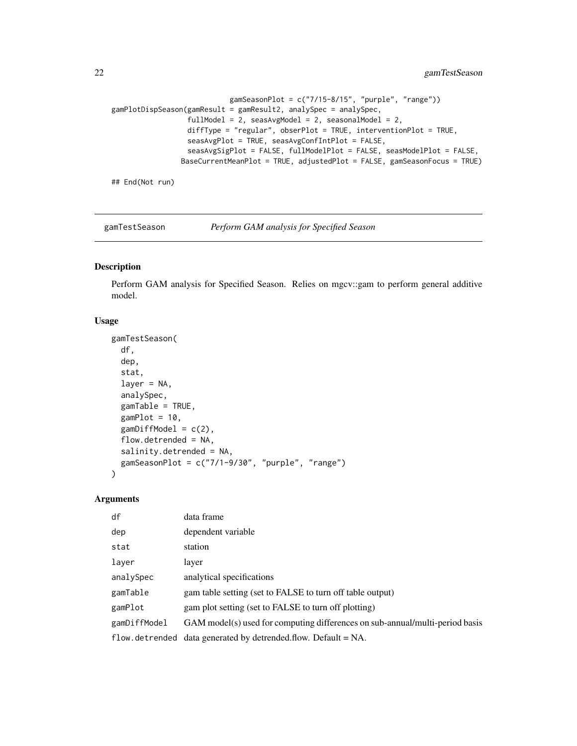```
                          gamSeasonPlot = c("7/15-8/15", "purple", "range"))
gamPlotDispSeason(gamResult = gamResult2, analySpec = analySpec,
                  fullModel = 2, seasAvgModel = 2, seasonalModel = 2,
                  diffType = "regular", obserPlot = TRUE, interventionPlot = TRUE,
                  seasAvgPlot = TRUE, seasAvgConfIntPlot = FALSE,
                  seasAvgSigPlot = FALSE, fullModelPlot = FALSE, seasModelPlot = FALSE,
                 BaseCurrentMeanPlot = TRUE, adjustedPlot = FALSE, gamSeasonFocus = TRUE)

## End(Not run)
```

## gamTestSeason — *Perform GAM analysis for Specified Season*

### Description

Perform GAM analysis for Specified Season. Relies on mgcv::gam to perform general additive model.

### Usage

```
gamTestSeason(
  df,
  dep,
  stat,
  layer = NA,
  analySpec,
  gamTable = TRUE,
  gamPlot = 10,
  gamDiffModel = c(2),
  flow.detrended = NA,
  salinity.detrended = NA,
  gamSeasonPlot = c("7/1-9/30", "purple", "range")
)
```

### Arguments

| | |
|---|---|
| df | data frame |
| dep | dependent variable |
| stat | station |
| layer | layer |
| analySpec | analytical specifications |
| gamTable | gam table setting (set to FALSE to turn off table output) |
| gamPlot | gam plot setting (set to FALSE to turn off plotting) |
| gamDiffModel | GAM model(s) used for computing differences on sub-annual/multi-period basis |
| flow.detrended | data generated by detrended.flow. Default = NA. |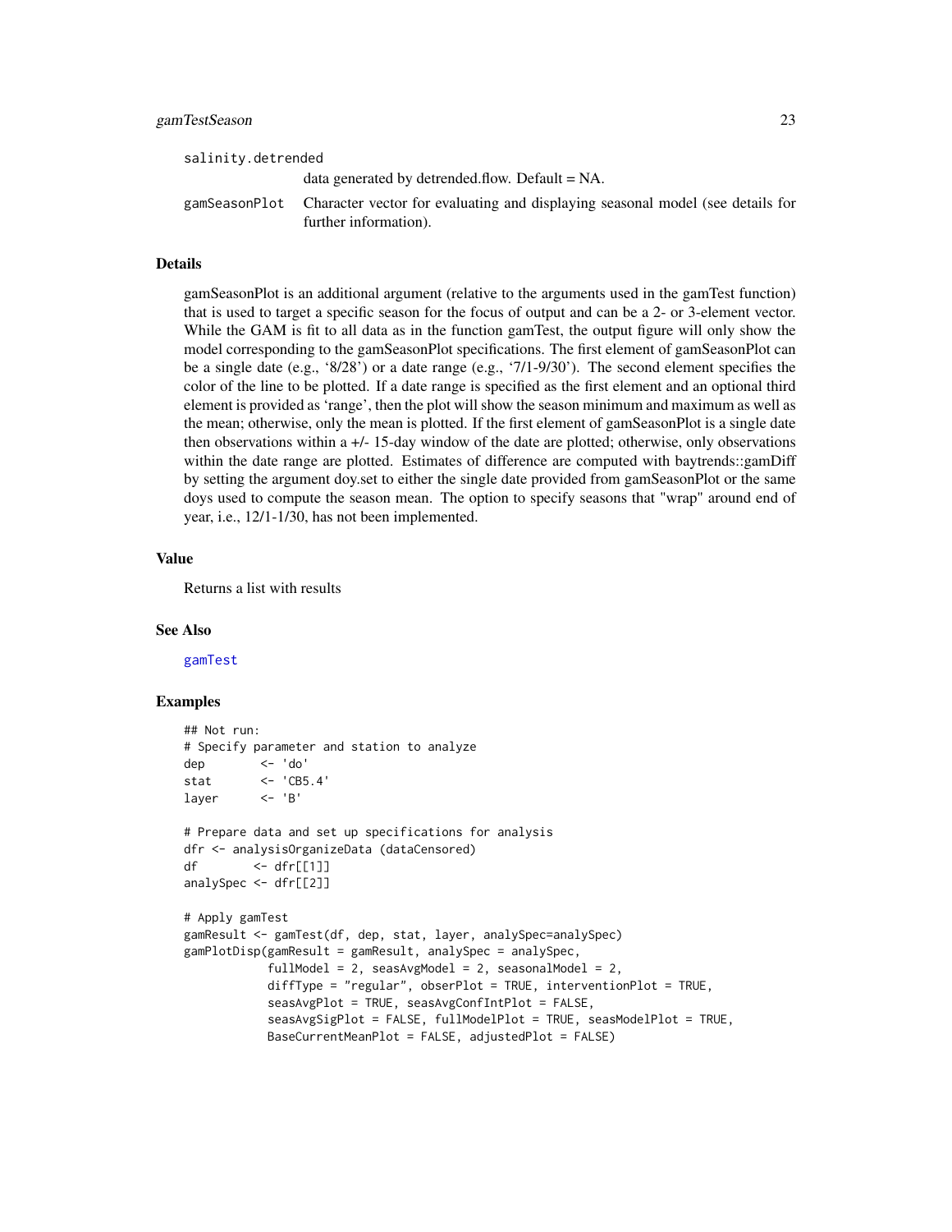salinity.detrended
: data generated by detrended.flow. Default = NA.

gamSeasonPlot
: Character vector for evaluating and displaying seasonal model (see details for further information).

## Details

gamSeasonPlot is an additional argument (relative to the arguments used in the gamTest function) that is used to target a specific season for the focus of output and can be a 2- or 3-element vector. While the GAM is fit to all data as in the function gamTest, the output figure will only show the model corresponding to the gamSeasonPlot specifications. The first element of gamSeasonPlot can be a single date (e.g., '8/28') or a date range (e.g., '7/1-9/30'). The second element specifies the color of the line to be plotted. If a date range is specified as the first element and an optional third element is provided as 'range', then the plot will show the season minimum and maximum as well as the mean; otherwise, only the mean is plotted. If the first element of gamSeasonPlot is a single date then observations within a +/- 15-day window of the date are plotted; otherwise, only observations within the date range are plotted. Estimates of difference are computed with baytrends::gamDiff by setting the argument doy.set to either the single date provided from gamSeasonPlot or the same doys used to compute the season mean. The option to specify seasons that "wrap" around end of year, i.e., 12/1-1/30, has not been implemented.

## Value

Returns a list with results

## See Also

gamTest

## Examples

```
## Not run:
# Specify parameter and station to analyze
dep        <- 'do'
stat       <- 'CB5.4'
layer      <- 'B'

# Prepare data and set up specifications for analysis
dfr <- analysisOrganizeData (dataCensored)
df        <- dfr[[1]]
analySpec <- dfr[[2]]

# Apply gamTest
gamResult <- gamTest(df, dep, stat, layer, analySpec=analySpec)
gamPlotDisp(gamResult = gamResult, analySpec = analySpec,
            fullModel = 2, seasAvgModel = 2, seasonalModel = 2,
            diffType = "regular", obserPlot = TRUE, interventionPlot = TRUE,
            seasAvgPlot = TRUE, seasAvgConfIntPlot = FALSE,
            seasAvgSigPlot = FALSE, fullModelPlot = TRUE, seasModelPlot = TRUE,
            BaseCurrentMeanPlot = FALSE, adjustedPlot = FALSE)
```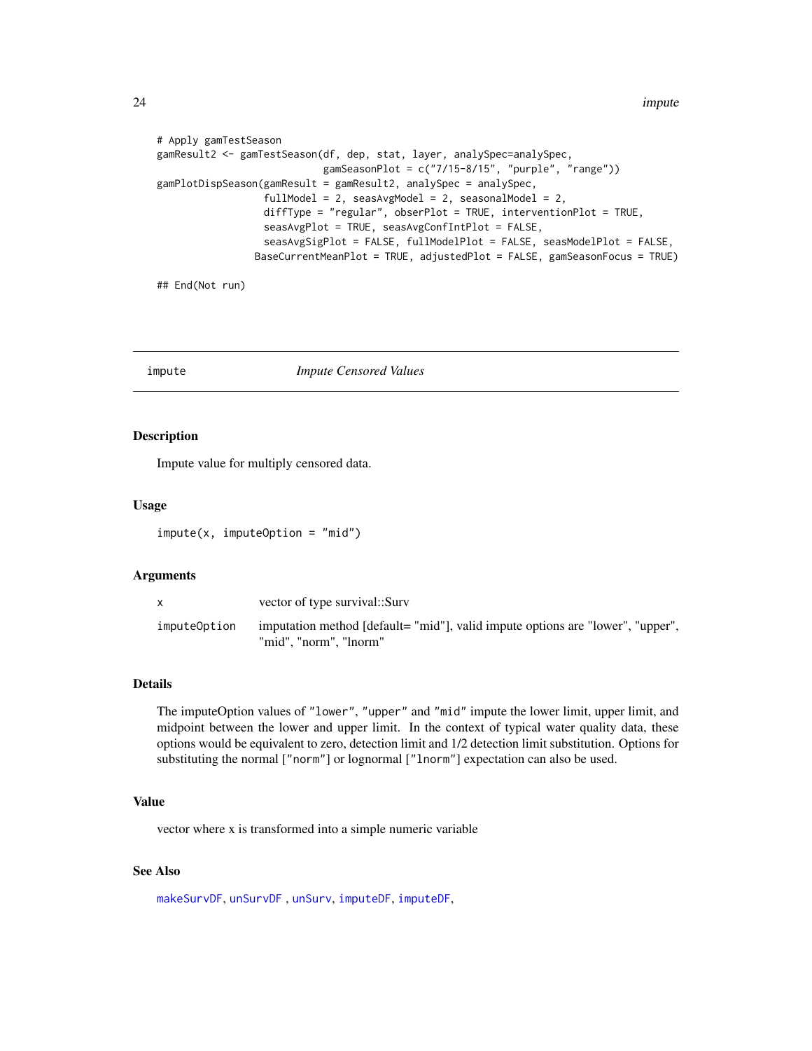```
# Apply gamTestSeason
gamResult2 <- gamTestSeason(df, dep, stat, layer, analySpec=analySpec,
                            gamSeasonPlot = c("7/15-8/15", "purple", "range"))
gamPlotDispSeason(gamResult = gamResult2, analySpec = analySpec,
                  fullModel = 2, seasAvgModel = 2, seasonalModel = 2,
                  diffType = "regular", obserPlot = TRUE, interventionPlot = TRUE,
                  seasAvgPlot = TRUE, seasAvgConfIntPlot = FALSE,
                  seasAvgSigPlot = FALSE, fullModelPlot = FALSE, seasModelPlot = FALSE,
                 BaseCurrentMeanPlot = TRUE, adjustedPlot = FALSE, gamSeasonFocus = TRUE)

## End(Not run)
```

---

`impute` *Impute Censored Values*

---

## Description

Impute value for multiply censored data.

## Usage

```
impute(x, imputeOption = "mid")
```

## Arguments

| | |
|---|---|
| x | vector of type survival::Surv |
| imputeOption | imputation method [default= "mid"], valid impute options are "lower", "upper", "mid", "norm", "lnorm" |

## Details

The imputeOption values of "lower", "upper" and "mid" impute the lower limit, upper limit, and midpoint between the lower and upper limit. In the context of typical water quality data, these options would be equivalent to zero, detection limit and 1/2 detection limit substitution. Options for substituting the normal ["norm"] or lognormal ["lnorm"] expectation can also be used.

## Value

vector where x is transformed into a simple numeric variable

## See Also

makeSurvDF, unSurvDF , unSurv, imputeDF, imputeDF,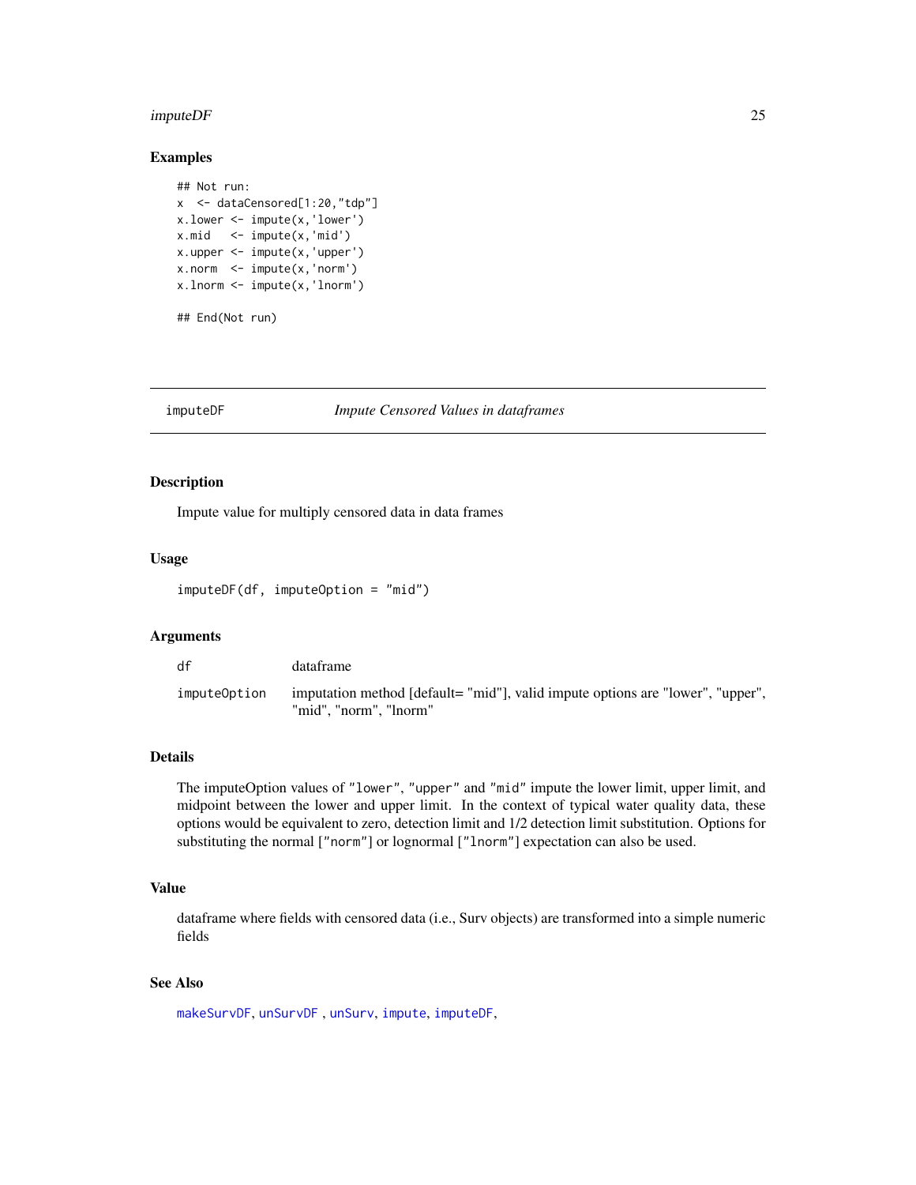### Examples

```
## Not run:
x  <- dataCensored[1:20,"tdp"]
x.lower <- impute(x,'lower')
x.mid   <- impute(x,'mid')
x.upper <- impute(x,'upper')
x.norm  <- impute(x,'norm')
x.lnorm <- impute(x,'lnorm')

## End(Not run)
```

---

## imputeDF — *Impute Censored Values in dataframes*

---

### Description

Impute value for multiply censored data in data frames

### Usage

```
imputeDF(df, imputeOption = "mid")
```

### Arguments

| | |
|---|---|
| `df` | dataframe |
| `imputeOption` | imputation method [default= "mid"], valid impute options are "lower", "upper", "mid", "norm", "lnorm" |

### Details

The imputeOption values of `"lower"`, `"upper"` and `"mid"` impute the lower limit, upper limit, and midpoint between the lower and upper limit. In the context of typical water quality data, these options would be equivalent to zero, detection limit and 1/2 detection limit substitution. Options for substituting the normal [`"norm"`] or lognormal [`"lnorm"`] expectation can also be used.

### Value

dataframe where fields with censored data (i.e., Surv objects) are transformed into a simple numeric fields

### See Also

`makeSurvDF`, `unSurvDF` , `unSurv`, `impute`, `imputeDF`,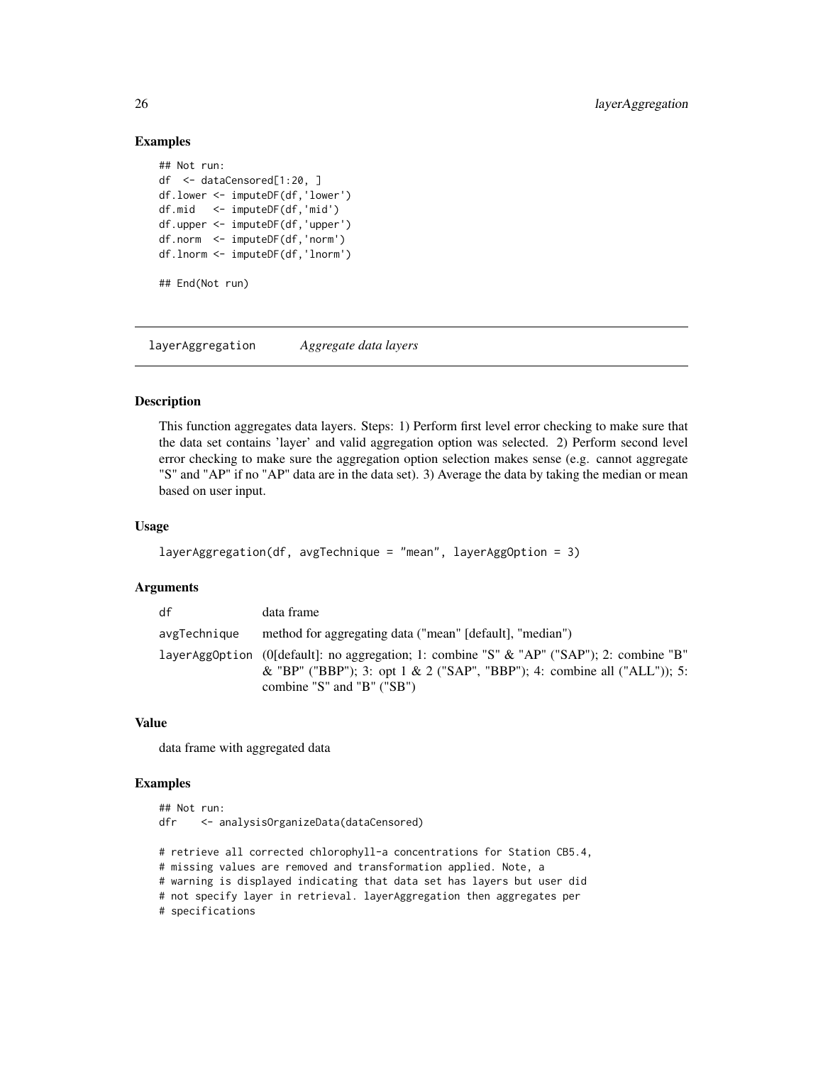## Examples

```
## Not run:
df  <- dataCensored[1:20, ]
df.lower <- imputeDF(df,'lower')
df.mid   <- imputeDF(df,'mid')
df.upper <- imputeDF(df,'upper')
df.norm  <- imputeDF(df,'norm')
df.lnorm <- imputeDF(df,'lnorm')

## End(Not run)
```

---

# layerAggregation *Aggregate data layers*

---

## Description

This function aggregates data layers. Steps: 1) Perform first level error checking to make sure that the data set contains 'layer' and valid aggregation option was selected. 2) Perform second level error checking to make sure the aggregation option selection makes sense (e.g. cannot aggregate "S" and "AP" if no "AP" data are in the data set). 3) Average the data by taking the median or mean based on user input.

## Usage

```
layerAggregation(df, avgTechnique = "mean", layerAggOption = 3)
```

## Arguments

| | |
|---|---|
| df | data frame |
| avgTechnique | method for aggregating data ("mean" [default], "median") |
| layerAggOption | (0[default]: no aggregation; 1: combine "S" & "AP" ("SAP"); 2: combine "B" & "BP" ("BBP"); 3: opt 1 & 2 ("SAP", "BBP"); 4: combine all ("ALL")); 5: combine "S" and "B" ("SB") |

## Value

data frame with aggregated data

## Examples

```
## Not run:
dfr    <- analysisOrganizeData(dataCensored)

# retrieve all corrected chlorophyll-a concentrations for Station CB5.4,
# missing values are removed and transformation applied. Note, a
# warning is displayed indicating that data set has layers but user did
# not specify layer in retrieval. layerAggregation then aggregates per
# specifications
```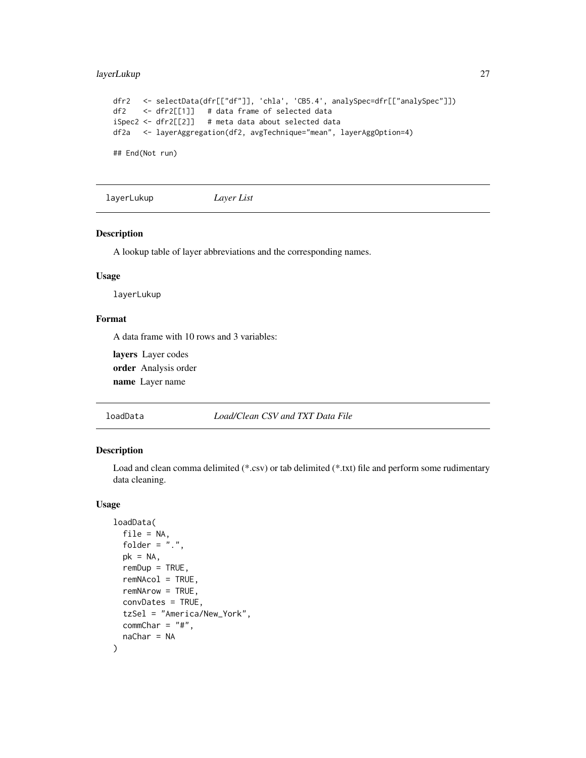```
dfr2   <- selectData(dfr[["df"]], 'chla', 'CB5.4', analySpec=dfr[["analySpec"]])
df2    <- dfr2[[1]]   # data frame of selected data
iSpec2 <- dfr2[[2]]   # meta data about selected data
df2a   <- layerAggregation(df2, avgTechnique="mean", layerAggOption=4)

## End(Not run)
```

## layerLukup — *Layer List*

### Description

A lookup table of layer abbreviations and the corresponding names.

### Usage

```
layerLukup
```

### Format

A data frame with 10 rows and 3 variables:

**layers** Layer codes

**order** Analysis order

**name** Layer name

## loadData — *Load/Clean CSV and TXT Data File*

### Description

Load and clean comma delimited (*.csv) or tab delimited (*.txt) file and perform some rudimentary data cleaning.

### Usage

```
loadData(
  file = NA,
  folder = ".",
  pk = NA,
  remDup = TRUE,
  remNAcol = TRUE,
  remNArow = TRUE,
  convDates = TRUE,
  tzSel = "America/New_York",
  commChar = "#",
  naChar = NA
)
```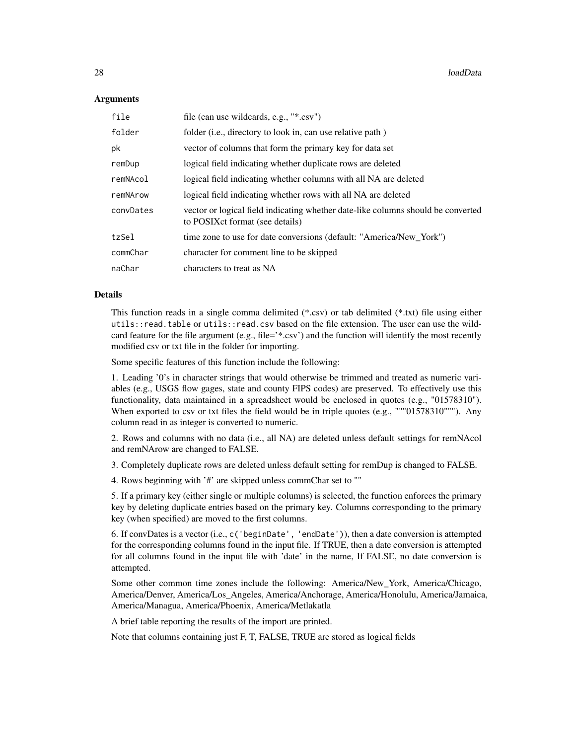### Arguments

| | |
|---|---|
| `file` | file (can use wildcards, e.g., "*.csv") |
| `folder` | folder (i.e., directory to look in, can use relative path ) |
| `pk` | vector of columns that form the primary key for data set |
| `remDup` | logical field indicating whether duplicate rows are deleted |
| `remNAcol` | logical field indicating whether columns with all NA are deleted |
| `remNArow` | logical field indicating whether rows with all NA are deleted |
| `convDates` | vector or logical field indicating whether date-like columns should be converted to POSIXct format (see details) |
| `tzSel` | time zone to use for date conversions (default: "America/New_York") |
| `commChar` | character for comment line to be skipped |
| `naChar` | characters to treat as NA |

### Details

This function reads in a single comma delimited (*.csv) or tab delimited (*.txt) file using either `utils::read.table` or `utils::read.csv` based on the file extension. The user can use the wildcard feature for the file argument (e.g., file='*.csv') and the function will identify the most recently modified csv or txt file in the folder for importing.

Some specific features of this function include the following:

1. Leading '0's in character strings that would otherwise be trimmed and treated as numeric variables (e.g., USGS flow gages, state and county FIPS codes) are preserved. To effectively use this functionality, data maintained in a spreadsheet would be enclosed in quotes (e.g., "01578310"). When exported to csv or txt files the field would be in triple quotes (e.g., """01578310"""). Any column read in as integer is converted to numeric.

2. Rows and columns with no data (i.e., all NA) are deleted unless default settings for remNAcol and remNArow are changed to FALSE.

3. Completely duplicate rows are deleted unless default setting for remDup is changed to FALSE.

4. Rows beginning with '#' are skipped unless commChar set to ""

5. If a primary key (either single or multiple columns) is selected, the function enforces the primary key by deleting duplicate entries based on the primary key. Columns corresponding to the primary key (when specified) are moved to the first columns.

6. If convDates is a vector (i.e., `c('beginDate', 'endDate')`), then a date conversion is attempted for the corresponding columns found in the input file. If TRUE, then a date conversion is attempted for all columns found in the input file with 'date' in the name, If FALSE, no date conversion is attempted.

Some other common time zones include the following: America/New_York, America/Chicago, America/Denver, America/Los_Angeles, America/Anchorage, America/Honolulu, America/Jamaica, America/Managua, America/Phoenix, America/Metlakatla

A brief table reporting the results of the import are printed.

Note that columns containing just F, T, FALSE, TRUE are stored as logical fields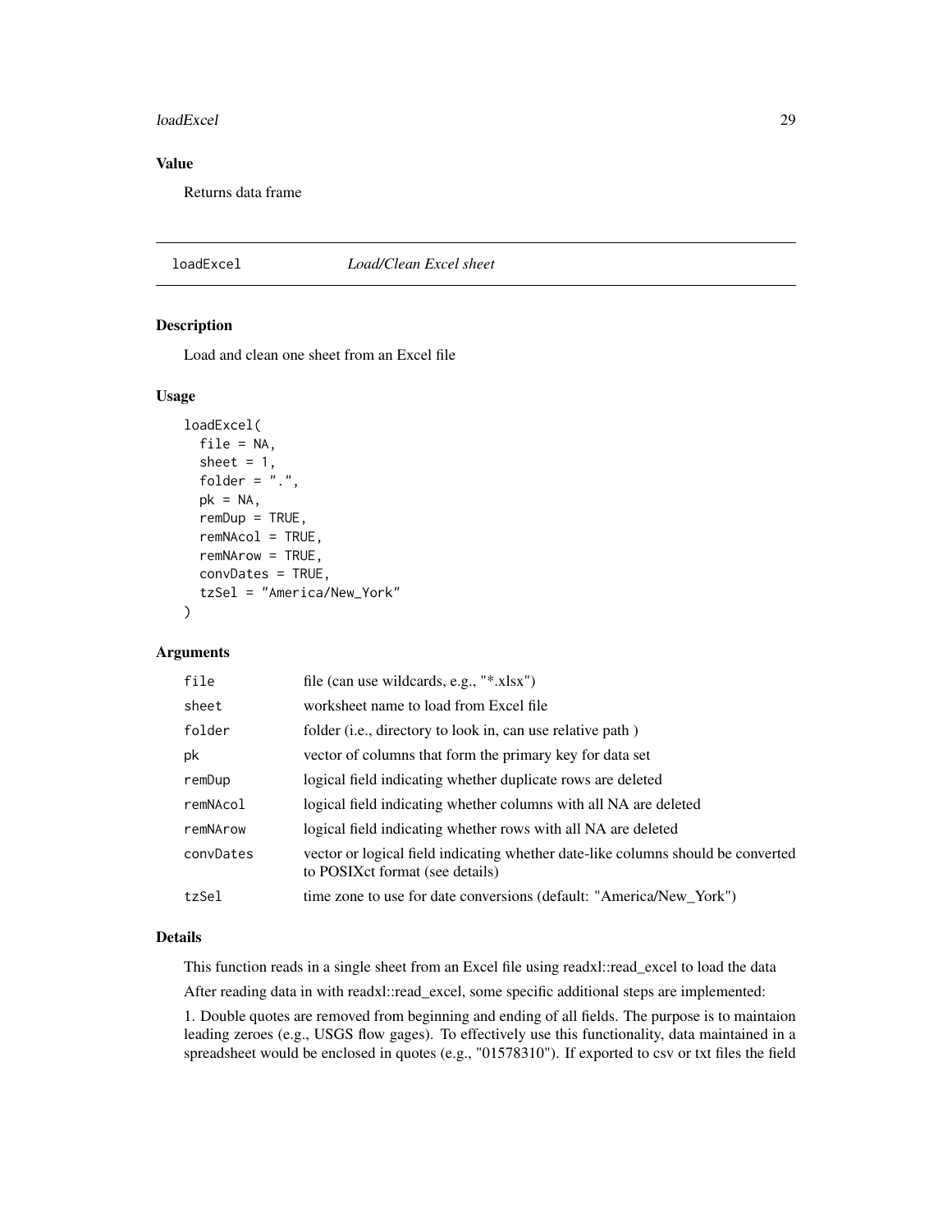## Value

Returns data frame

---

## loadExcel    *Load/Clean Excel sheet*

### Description

Load and clean one sheet from an Excel file

### Usage

```
loadExcel(
  file = NA,
  sheet = 1,
  folder = ".",
  pk = NA,
  remDup = TRUE,
  remNAcol = TRUE,
  remNArow = TRUE,
  convDates = TRUE,
  tzSel = "America/New_York"
)
```

### Arguments

| | |
|---|---|
| `file` | file (can use wildcards, e.g., "*.xlsx") |
| `sheet` | worksheet name to load from Excel file |
| `folder` | folder (i.e., directory to look in, can use relative path ) |
| `pk` | vector of columns that form the primary key for data set |
| `remDup` | logical field indicating whether duplicate rows are deleted |
| `remNAcol` | logical field indicating whether columns with all NA are deleted |
| `remNArow` | logical field indicating whether rows with all NA are deleted |
| `convDates` | vector or logical field indicating whether date-like columns should be converted to POSIXct format (see details) |
| `tzSel` | time zone to use for date conversions (default: "America/New_York") |

### Details

This function reads in a single sheet from an Excel file using readxl::read_excel to load the data

After reading data in with readxl::read_excel, some specific additional steps are implemented:

1. Double quotes are removed from beginning and ending of all fields. The purpose is to maintaion leading zeroes (e.g., USGS flow gages). To effectively use this functionality, data maintained in a spreadsheet would be enclosed in quotes (e.g., "01578310"). If exported to csv or txt files the field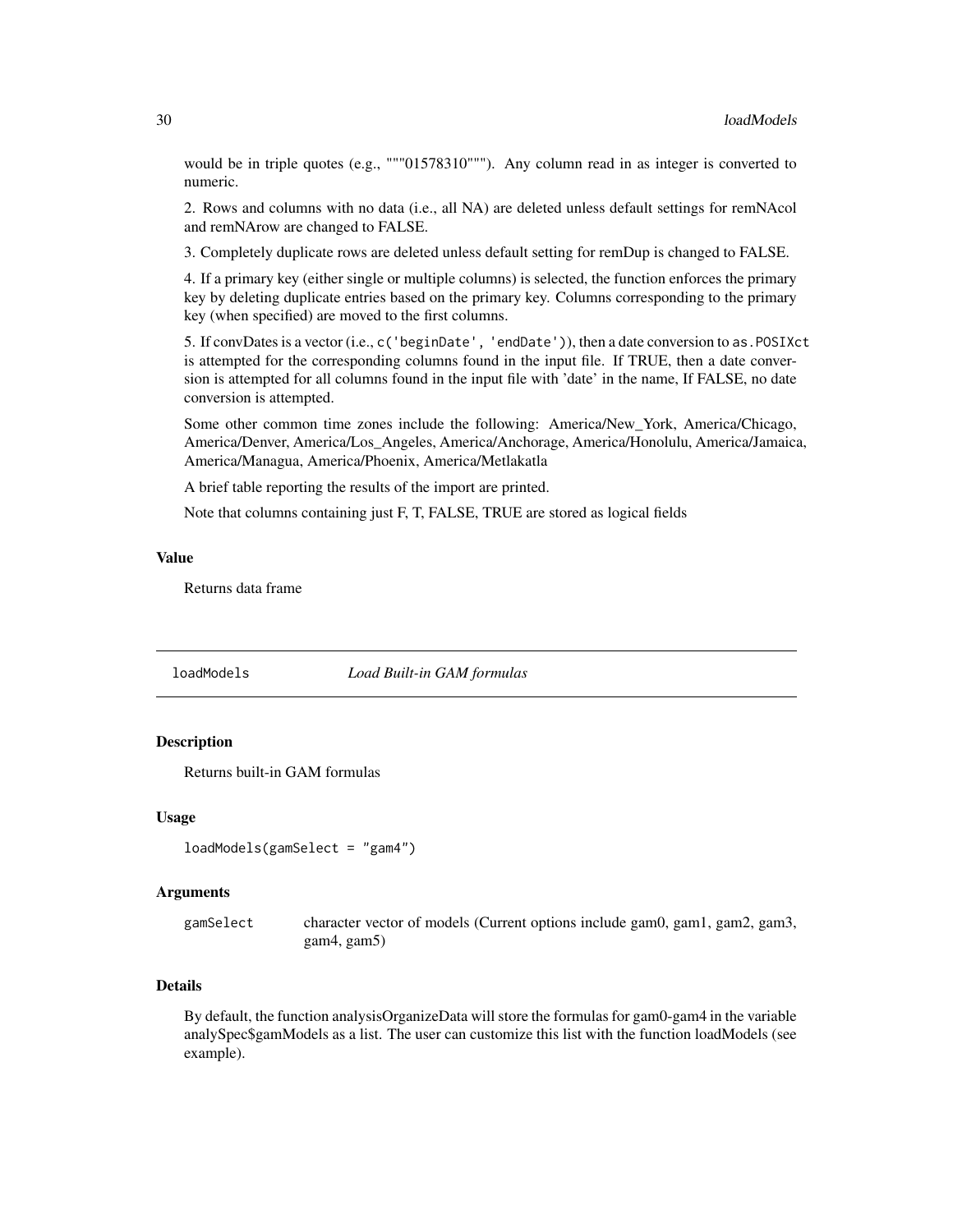would be in triple quotes (e.g., """01578310"""). Any column read in as integer is converted to numeric.

2. Rows and columns with no data (i.e., all NA) are deleted unless default settings for remNAcol and remNArow are changed to FALSE.

3. Completely duplicate rows are deleted unless default setting for remDup is changed to FALSE.

4. If a primary key (either single or multiple columns) is selected, the function enforces the primary key by deleting duplicate entries based on the primary key. Columns corresponding to the primary key (when specified) are moved to the first columns.

5. If convDates is a vector (i.e., `c('beginDate', 'endDate')`), then a date conversion to `as.POSIXct` is attempted for the corresponding columns found in the input file. If TRUE, then a date conversion is attempted for all columns found in the input file with 'date' in the name, If FALSE, no date conversion is attempted.

Some other common time zones include the following: America/New_York, America/Chicago, America/Denver, America/Los_Angeles, America/Anchorage, America/Honolulu, America/Jamaica, America/Managua, America/Phoenix, America/Metlakatla

A brief table reporting the results of the import are printed.

Note that columns containing just F, T, FALSE, TRUE are stored as logical fields

### Value

Returns data frame

---

## loadModels — *Load Built-in GAM formulas*

### Description

Returns built-in GAM formulas

### Usage

```
loadModels(gamSelect = "gam4")
```

### Arguments

| | |
|---|---|
| gamSelect | character vector of models (Current options include gam0, gam1, gam2, gam3, gam4, gam5) |

### Details

By default, the function analysisOrganizeData will store the formulas for gam0-gam4 in the variable analySpec$gamModels as a list. The user can customize this list with the function loadModels (see example).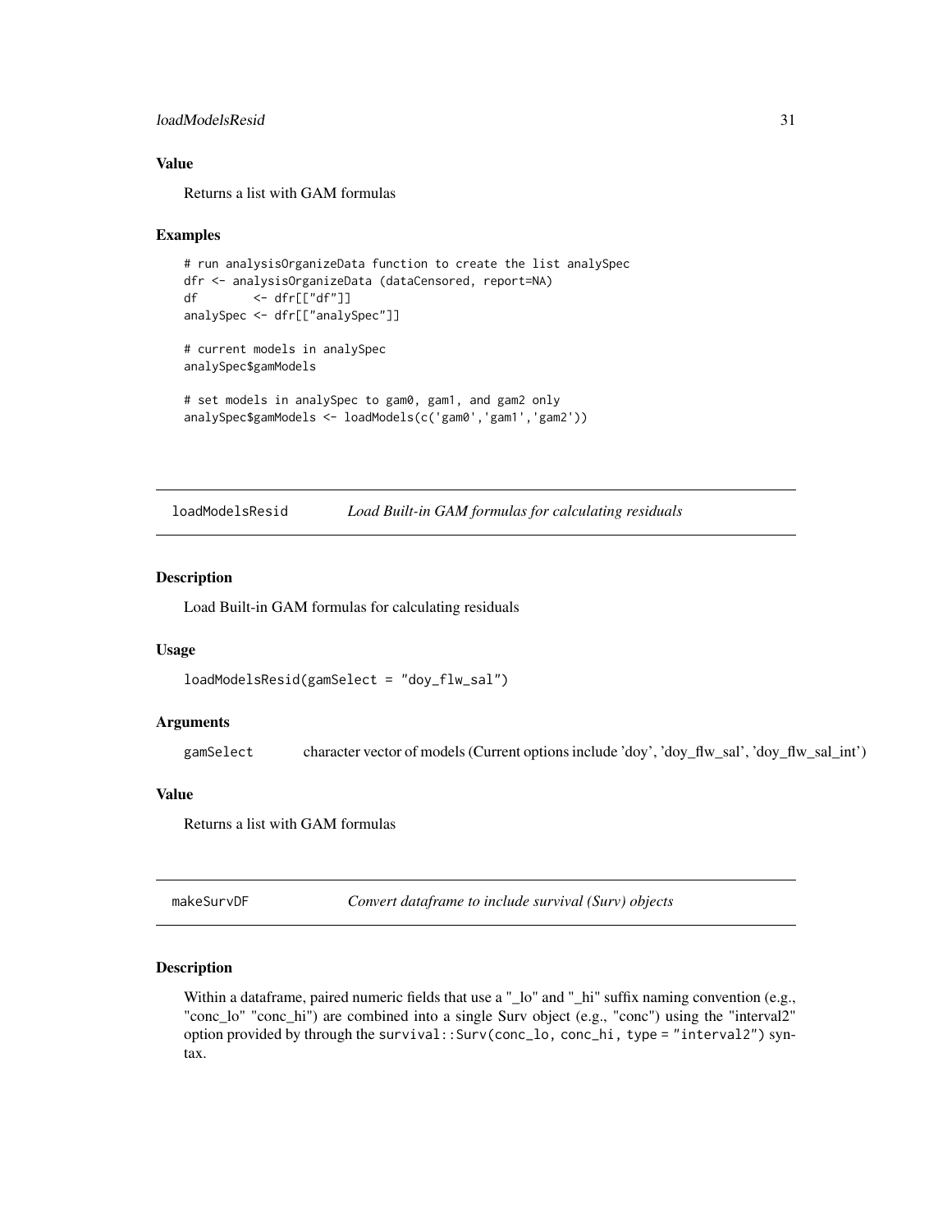### Value

Returns a list with GAM formulas

### Examples

```
# run analysisOrganizeData function to create the list analySpec
dfr <- analysisOrganizeData (dataCensored, report=NA)
df        <- dfr[["df"]]
analySpec <- dfr[["analySpec"]]

# current models in analySpec
analySpec$gamModels

# set models in analySpec to gam0, gam1, and gam2 only
analySpec$gamModels <- loadModels(c('gam0','gam1','gam2'))
```

---

## loadModelsResid *Load Built-in GAM formulas for calculating residuals*

### Description

Load Built-in GAM formulas for calculating residuals

### Usage

```
loadModelsResid(gamSelect = "doy_flw_sal")
```

### Arguments

| | |
|---|---|
| gamSelect | character vector of models (Current options include 'doy', 'doy_flw_sal', 'doy_flw_sal_int') |

### Value

Returns a list with GAM formulas

---

## makeSurvDF *Convert dataframe to include survival (Surv) objects*

### Description

Within a dataframe, paired numeric fields that use a "_lo" and "_hi" suffix naming convention (e.g., "conc_lo" "conc_hi") are combined into a single Surv object (e.g., "conc") using the "interval2" option provided by through the `survival::Surv(conc_lo, conc_hi, type = "interval2")` syntax.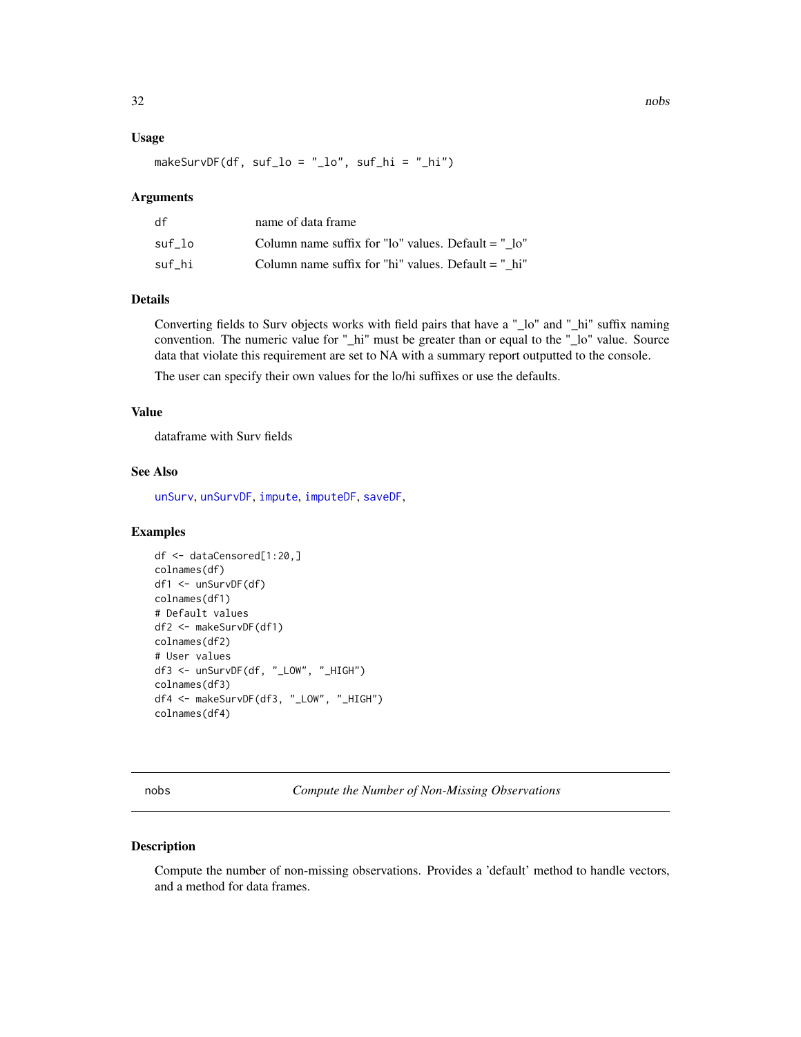### Usage

```
makeSurvDF(df, suf_lo = "_lo", suf_hi = "_hi")
```

### Arguments

| | |
|---|---|
| df | name of data frame |
| suf_lo | Column name suffix for "lo" values. Default = "_lo" |
| suf_hi | Column name suffix for "hi" values. Default = "_hi" |

### Details

Converting fields to Surv objects works with field pairs that have a "_lo" and "_hi" suffix naming convention. The numeric value for "_hi" must be greater than or equal to the "_lo" value. Source data that violate this requirement are set to NA with a summary report outputted to the console.

The user can specify their own values for the lo/hi suffixes or use the defaults.

### Value

dataframe with Surv fields

### See Also

unSurv, unSurvDF, impute, imputeDF, saveDF,

### Examples

```
df <- dataCensored[1:20,]
colnames(df)
df1 <- unSurvDF(df)
colnames(df1)
# Default values
df2 <- makeSurvDF(df1)
colnames(df2)
# User values
df3 <- unSurvDF(df, "_LOW", "_HIGH")
colnames(df3)
df4 <- makeSurvDF(df3, "_LOW", "_HIGH")
colnames(df4)
```

---

## nobs — *Compute the Number of Non-Missing Observations*

---

### Description

Compute the number of non-missing observations. Provides a 'default' method to handle vectors, and a method for data frames.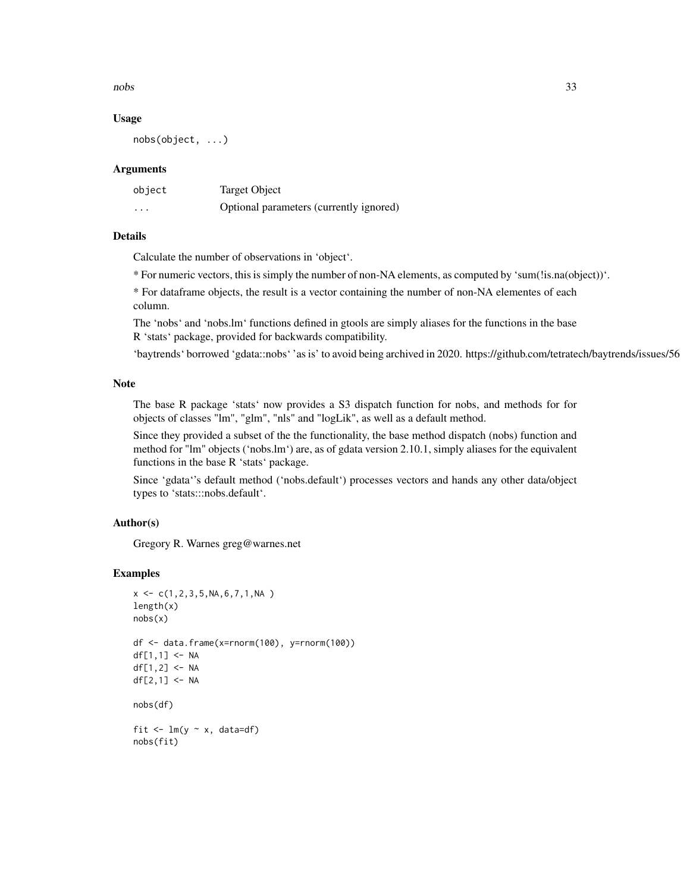### Usage

```
nobs(object, ...)
```

### Arguments

| | |
|---|---|
| `object` | Target Object |
| `...` | Optional parameters (currently ignored) |

### Details

Calculate the number of observations in 'object'.

* For numeric vectors, this is simply the number of non-NA elements, as computed by 'sum(!is.na(object))'.

* For dataframe objects, the result is a vector containing the number of non-NA elementes of each column.

The 'nobs' and 'nobs.lm' functions defined in gtools are simply aliases for the functions in the base R 'stats' package, provided for backwards compatibility.

'baytrends' borrowed 'gdata::nobs' 'as is' to avoid being archived in 2020. https://github.com/tetratech/baytrends/issues/56

### Note

The base R package 'stats' now provides a S3 dispatch function for nobs, and methods for for objects of classes "lm", "glm", "nls" and "logLik", as well as a default method.

Since they provided a subset of the the functionality, the base method dispatch (nobs) function and method for "lm" objects ('nobs.lm') are, as of gdata version 2.10.1, simply aliases for the equivalent functions in the base R 'stats' package.

Since 'gdata''s default method ('nobs.default') processes vectors and hands any other data/object types to 'stats:::nobs.default'.

### Author(s)

Gregory R. Warnes greg@warnes.net

### Examples

```
x <- c(1,2,3,5,NA,6,7,1,NA )
length(x)
nobs(x)

df <- data.frame(x=rnorm(100), y=rnorm(100))
df[1,1] <- NA
df[1,2] <- NA
df[2,1] <- NA

nobs(df)

fit <- lm(y ~ x, data=df)
nobs(fit)
```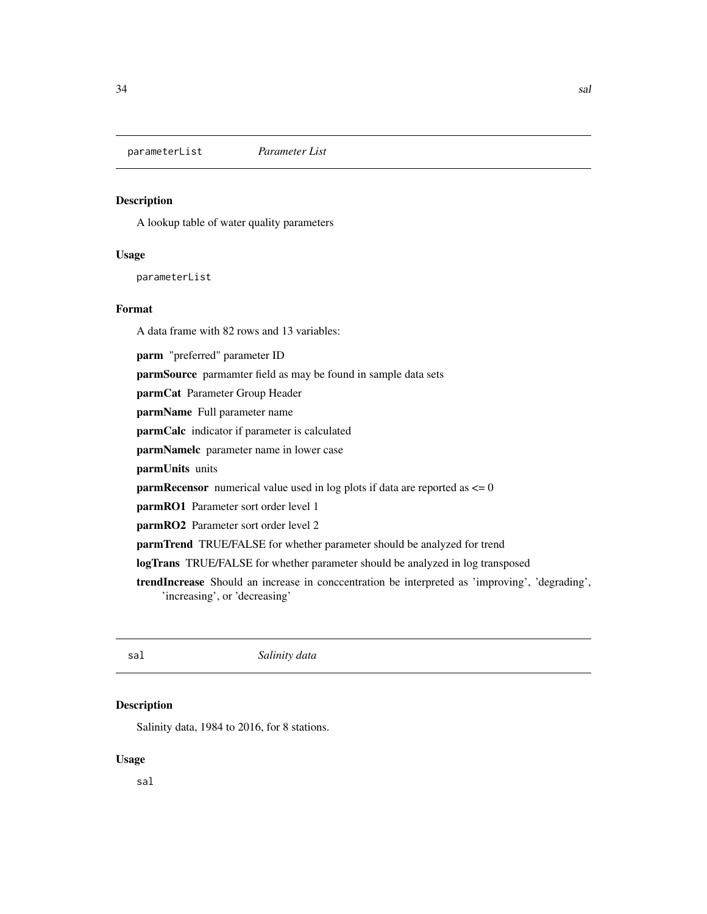## parameterList *Parameter List*

### Description

A lookup table of water quality parameters

### Usage

```
parameterList
```

### Format

A data frame with 82 rows and 13 variables:

**parm** "preferred" parameter ID

**parmSource** parmamter field as may be found in sample data sets

**parmCat** Parameter Group Header

**parmName** Full parameter name

**parmCalc** indicator if parameter is calculated

**parmNamelc** parameter name in lower case

**parmUnits** units

**parmRecensor** numerical value used in log plots if data are reported as <= 0

**parmRO1** Parameter sort order level 1

**parmRO2** Parameter sort order level 2

**parmTrend** TRUE/FALSE for whether parameter should be analyzed for trend

**logTrans** TRUE/FALSE for whether parameter should be analyzed in log transposed

**trendIncrease** Should an increase in conccentration be interpreted as 'improving', 'degrading', 'increasing', or 'decreasing'

## sal *Salinity data*

### Description

Salinity data, 1984 to 2016, for 8 stations.

### Usage

```
sal
```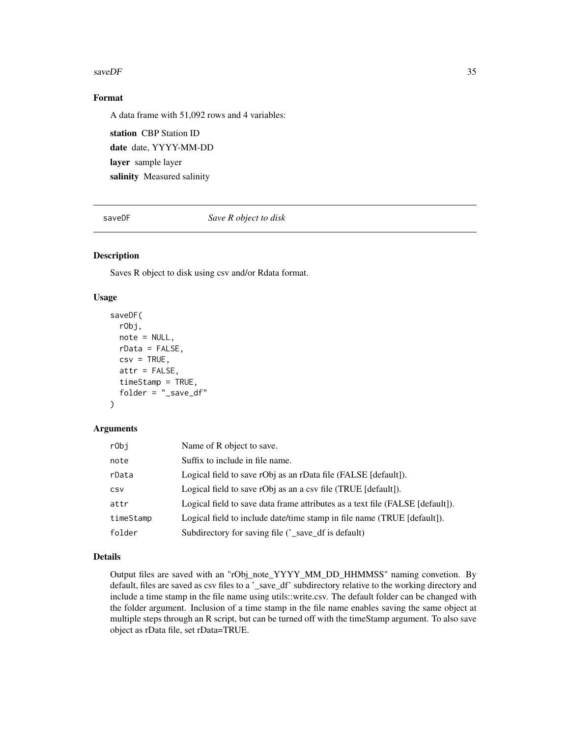### Format

A data frame with 51,092 rows and 4 variables:

**station** CBP Station ID

**date** date, YYYY-MM-DD

**layer** sample layer

**salinity** Measured salinity

---

## saveDF *Save R object to disk*

### Description

Saves R object to disk using csv and/or Rdata format.

### Usage

```
saveDF(
  rObj,
  note = NULL,
  rData = FALSE,
  csv = TRUE,
  attr = FALSE,
  timeStamp = TRUE,
  folder = "_save_df"
)
```

### Arguments

| | |
|---|---|
| rObj | Name of R object to save. |
| note | Suffix to include in file name. |
| rData | Logical field to save rObj as an rData file (FALSE [default]). |
| csv | Logical field to save rObj as an a csv file (TRUE [default]). |
| attr | Logical field to save data frame attributes as a text file (FALSE [default]). |
| timeStamp | Logical field to include date/time stamp in file name (TRUE [default]). |
| folder | Subdirectory for saving file ('_save_df is default) |

### Details

Output files are saved with an "rObj_note_YYYY_MM_DD_HHMMSS" naming convetion. By default, files are saved as csv files to a '_save_df' subdirectory relative to the working directory and include a time stamp in the file name using utils::write.csv. The default folder can be changed with the folder argument. Inclusion of a time stamp in the file name enables saving the same object at multiple steps through an R script, but can be turned off with the timeStamp argument. To also save object as rData file, set rData=TRUE.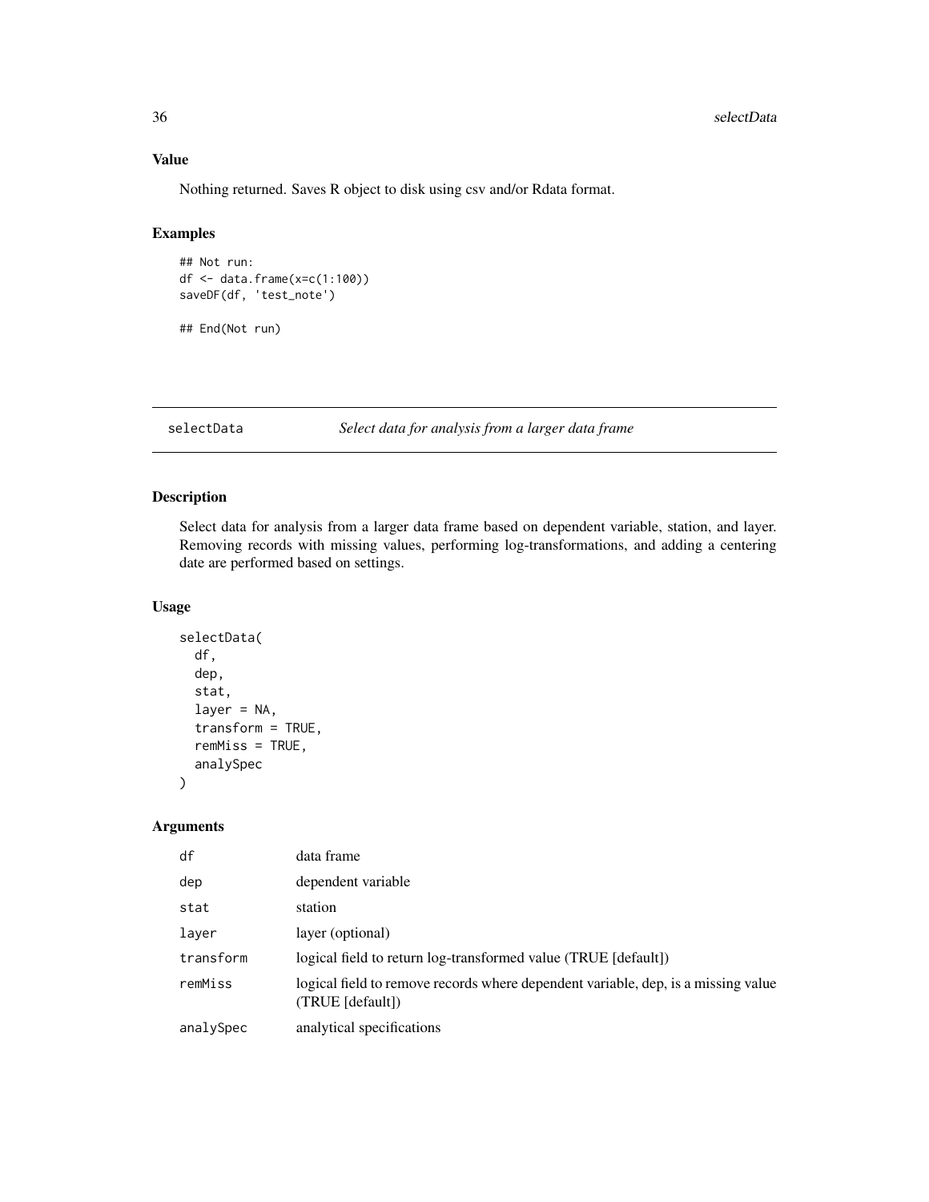### Value

Nothing returned. Saves R object to disk using csv and/or Rdata format.

### Examples

```
## Not run:
df <- data.frame(x=c(1:100))
saveDF(df, 'test_note')

## End(Not run)
```

---

## selectData — *Select data for analysis from a larger data frame*

---

### Description

Select data for analysis from a larger data frame based on dependent variable, station, and layer. Removing records with missing values, performing log-transformations, and adding a centering date are performed based on settings.

### Usage

```
selectData(
  df,
  dep,
  stat,
  layer = NA,
  transform = TRUE,
  remMiss = TRUE,
  analySpec
)
```

### Arguments

| | |
|---|---|
| df | data frame |
| dep | dependent variable |
| stat | station |
| layer | layer (optional) |
| transform | logical field to return log-transformed value (TRUE [default]) |
| remMiss | logical field to remove records where dependent variable, dep, is a missing value (TRUE [default]) |
| analySpec | analytical specifications |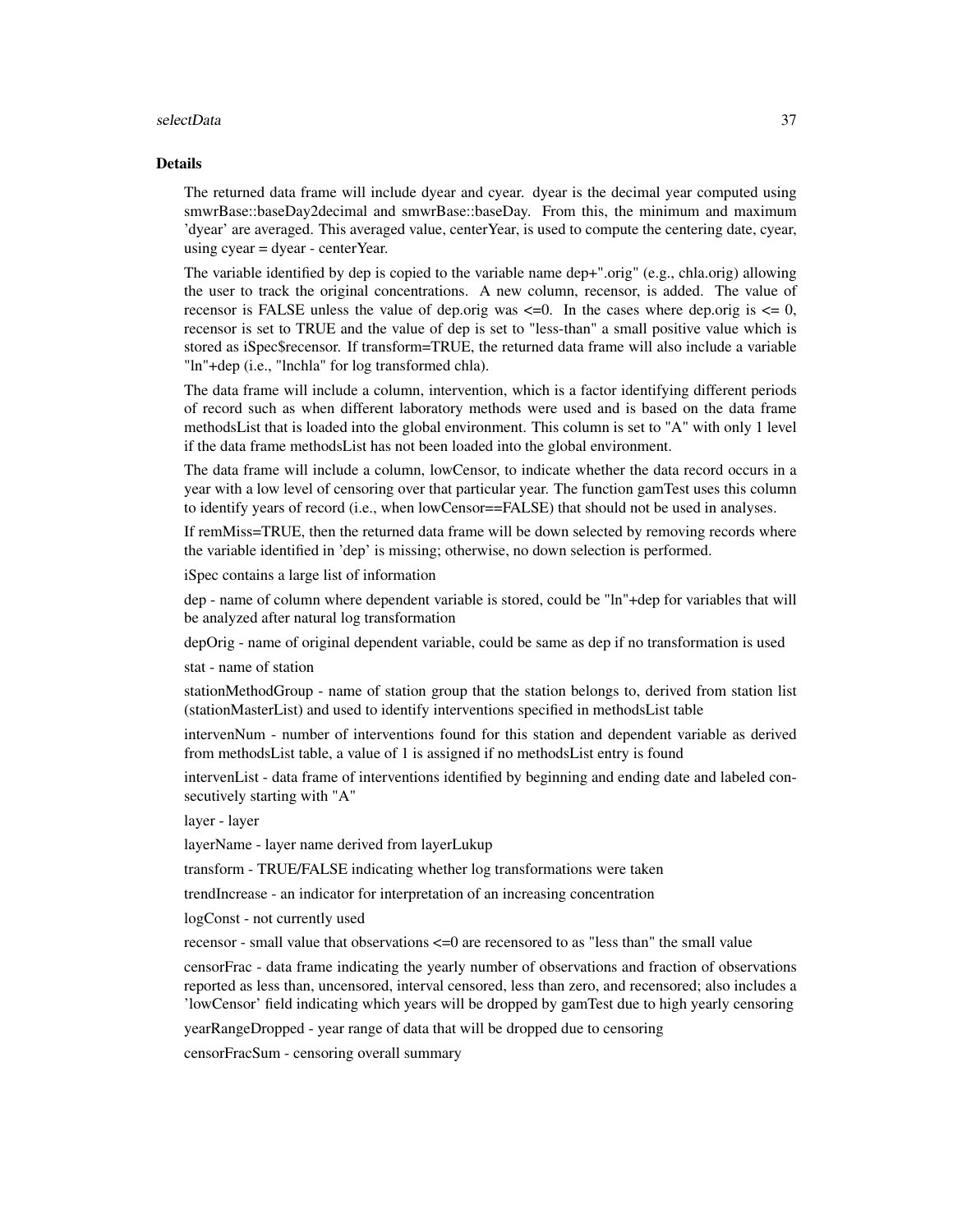## Details

The returned data frame will include dyear and cyear. dyear is the decimal year computed using smwrBase::baseDay2decimal and smwrBase::baseDay. From this, the minimum and maximum 'dyear' are averaged. This averaged value, centerYear, is used to compute the centering date, cyear, using cyear = dyear - centerYear.

The variable identified by dep is copied to the variable name dep+".orig" (e.g., chla.orig) allowing the user to track the original concentrations. A new column, recensor, is added. The value of recensor is FALSE unless the value of dep.orig was <=0. In the cases where dep.orig is <= 0, recensor is set to TRUE and the value of dep is set to "less-than" a small positive value which is stored as iSpec$recensor. If transform=TRUE, the returned data frame will also include a variable "ln"+dep (i.e., "lnchla" for log transformed chla).

The data frame will include a column, intervention, which is a factor identifying different periods of record such as when different laboratory methods were used and is based on the data frame methodsList that is loaded into the global environment. This column is set to "A" with only 1 level if the data frame methodsList has not been loaded into the global environment.

The data frame will include a column, lowCensor, to indicate whether the data record occurs in a year with a low level of censoring over that particular year. The function gamTest uses this column to identify years of record (i.e., when lowCensor==FALSE) that should not be used in analyses.

If remMiss=TRUE, then the returned data frame will be down selected by removing records where the variable identified in 'dep' is missing; otherwise, no down selection is performed.

iSpec contains a large list of information

dep - name of column where dependent variable is stored, could be "ln"+dep for variables that will be analyzed after natural log transformation

depOrig - name of original dependent variable, could be same as dep if no transformation is used

stat - name of station

stationMethodGroup - name of station group that the station belongs to, derived from station list (stationMasterList) and used to identify interventions specified in methodsList table

intervenNum - number of interventions found for this station and dependent variable as derived from methodsList table, a value of 1 is assigned if no methodsList entry is found

intervenList - data frame of interventions identified by beginning and ending date and labeled consecutively starting with "A"

layer - layer

layerName - layer name derived from layerLukup

transform - TRUE/FALSE indicating whether log transformations were taken

trendIncrease - an indicator for interpretation of an increasing concentration

logConst - not currently used

recensor - small value that observations <=0 are recensored to as "less than" the small value

censorFrac - data frame indicating the yearly number of observations and fraction of observations reported as less than, uncensored, interval censored, less than zero, and recensored; also includes a 'lowCensor' field indicating which years will be dropped by gamTest due to high yearly censoring

yearRangeDropped - year range of data that will be dropped due to censoring

censorFracSum - censoring overall summary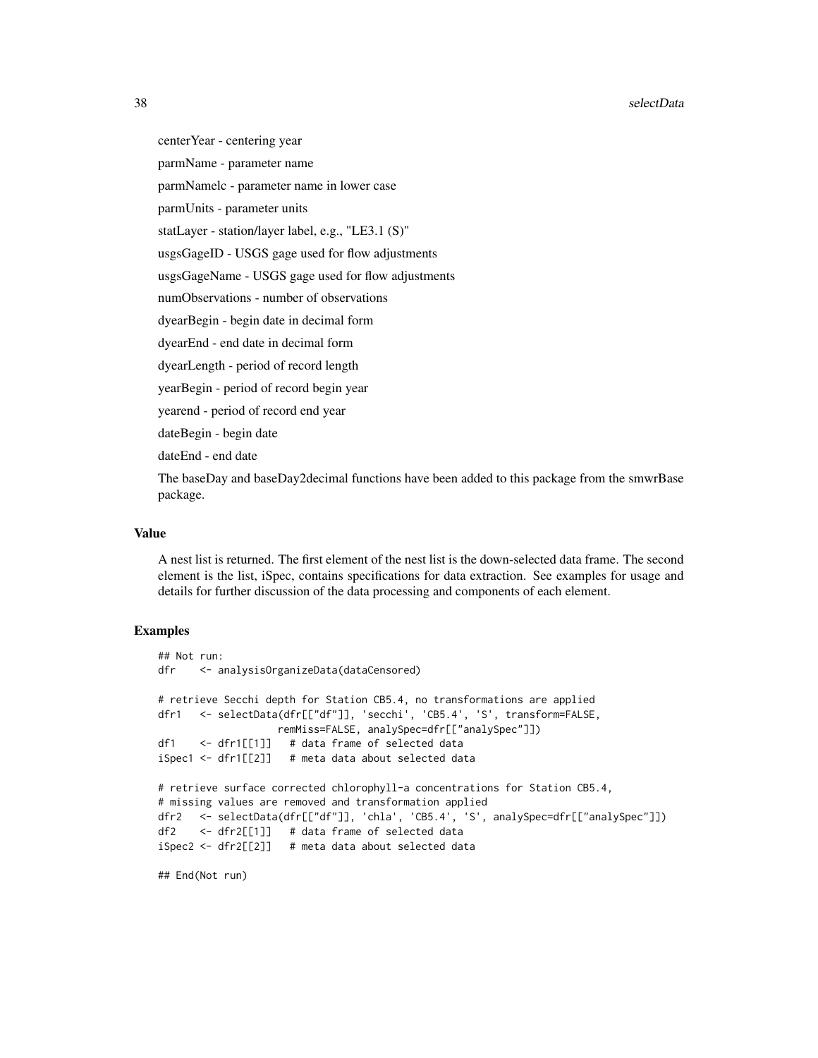centerYear - centering year

parmName - parameter name

parmNamelc - parameter name in lower case

parmUnits - parameter units

statLayer - station/layer label, e.g., "LE3.1 (S)"

usgsGageID - USGS gage used for flow adjustments

usgsGageName - USGS gage used for flow adjustments

numObservations - number of observations

dyearBegin - begin date in decimal form

dyearEnd - end date in decimal form

dyearLength - period of record length

yearBegin - period of record begin year

yearend - period of record end year

dateBegin - begin date

dateEnd - end date

The baseDay and baseDay2decimal functions have been added to this package from the smwrBase package.

## Value

A nest list is returned. The first element of the nest list is the down-selected data frame. The second element is the list, iSpec, contains specifications for data extraction. See examples for usage and details for further discussion of the data processing and components of each element.

## Examples

```
## Not run:
dfr    <- analysisOrganizeData(dataCensored)

# retrieve Secchi depth for Station CB5.4, no transformations are applied
dfr1   <- selectData(dfr[["df"]], 'secchi', 'CB5.4', 'S', transform=FALSE,
                   remMiss=FALSE, analySpec=dfr[["analySpec"]])
df1    <- dfr1[[1]]   # data frame of selected data
iSpec1 <- dfr1[[2]]   # meta data about selected data

# retrieve surface corrected chlorophyll-a concentrations for Station CB5.4,
# missing values are removed and transformation applied
dfr2   <- selectData(dfr[["df"]], 'chla', 'CB5.4', 'S', analySpec=dfr[["analySpec"]])
df2    <- dfr2[[1]]   # data frame of selected data
iSpec2 <- dfr2[[2]]   # meta data about selected data

## End(Not run)
```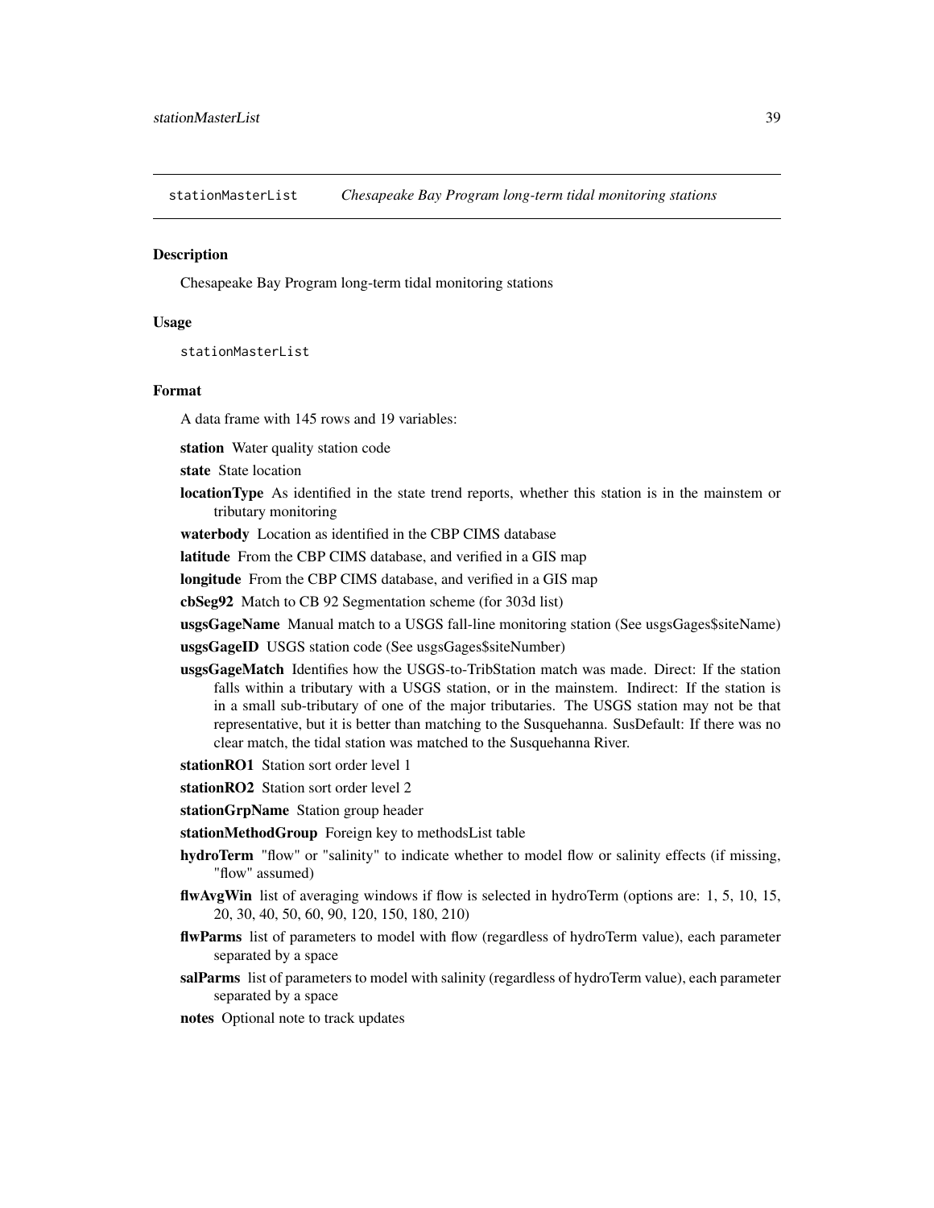## stationMasterList — *Chesapeake Bay Program long-term tidal monitoring stations*

### Description

Chesapeake Bay Program long-term tidal monitoring stations

### Usage

```
stationMasterList
```

### Format

A data frame with 145 rows and 19 variables:

- **station** Water quality station code
- **state** State location
- **locationType** As identified in the state trend reports, whether this station is in the mainstem or tributary monitoring
- **waterbody** Location as identified in the CBP CIMS database
- **latitude** From the CBP CIMS database, and verified in a GIS map
- **longitude** From the CBP CIMS database, and verified in a GIS map
- **cbSeg92** Match to CB 92 Segmentation scheme (for 303d list)
- **usgsGageName** Manual match to a USGS fall-line monitoring station (See usgsGages$siteName)
- **usgsGageID** USGS station code (See usgsGages$siteNumber)
- **usgsGageMatch** Identifies how the USGS-to-TribStation match was made. Direct: If the station falls within a tributary with a USGS station, or in the mainstem. Indirect: If the station is in a small sub-tributary of one of the major tributaries. The USGS station may not be that representative, but it is better than matching to the Susquehanna. SusDefault: If there was no clear match, the tidal station was matched to the Susquehanna River.
- **stationRO1** Station sort order level 1
- **stationRO2** Station sort order level 2
- **stationGrpName** Station group header
- **stationMethodGroup** Foreign key to methodsList table
- **hydroTerm** "flow" or "salinity" to indicate whether to model flow or salinity effects (if missing, "flow" assumed)
- **flwAvgWin** list of averaging windows if flow is selected in hydroTerm (options are: 1, 5, 10, 15, 20, 30, 40, 50, 60, 90, 120, 150, 180, 210)
- **flwParms** list of parameters to model with flow (regardless of hydroTerm value), each parameter separated by a space
- **salParms** list of parameters to model with salinity (regardless of hydroTerm value), each parameter separated by a space
- **notes** Optional note to track updates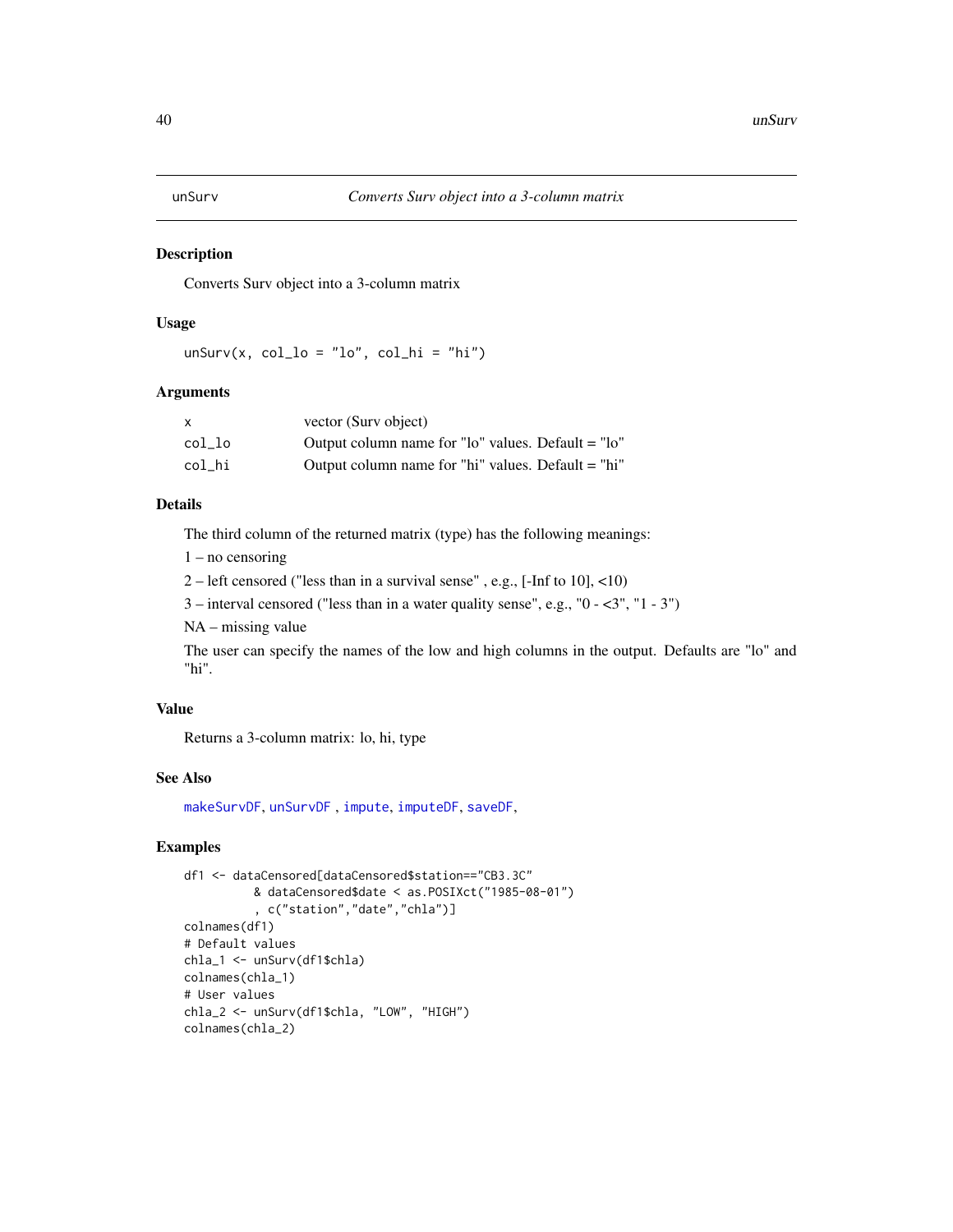## unSurv — *Converts Surv object into a 3-column matrix*

### Description

Converts Surv object into a 3-column matrix

### Usage

```
unSurv(x, col_lo = "lo", col_hi = "hi")
```

### Arguments

| | |
|---|---|
| x | vector (Surv object) |
| col_lo | Output column name for "lo" values. Default = "lo" |
| col_hi | Output column name for "hi" values. Default = "hi" |

### Details

The third column of the returned matrix (type) has the following meanings:

1 – no censoring

2 – left censored ("less than in a survival sense" , e.g., [-Inf to 10], <10)

3 – interval censored ("less than in a water quality sense", e.g., "0 - <3", "1 - 3")

NA – missing value

The user can specify the names of the low and high columns in the output. Defaults are "lo" and "hi".

### Value

Returns a 3-column matrix: lo, hi, type

### See Also

makeSurvDF, unSurvDF , impute, imputeDF, saveDF,

### Examples

```
df1 <- dataCensored[dataCensored$station=="CB3.3C"
          & dataCensored$date < as.POSIXct("1985-08-01")
          , c("station","date","chla")]
colnames(df1)
# Default values
chla_1 <- unSurv(df1$chla)
colnames(chla_1)
# User values
chla_2 <- unSurv(df1$chla, "LOW", "HIGH")
colnames(chla_2)
```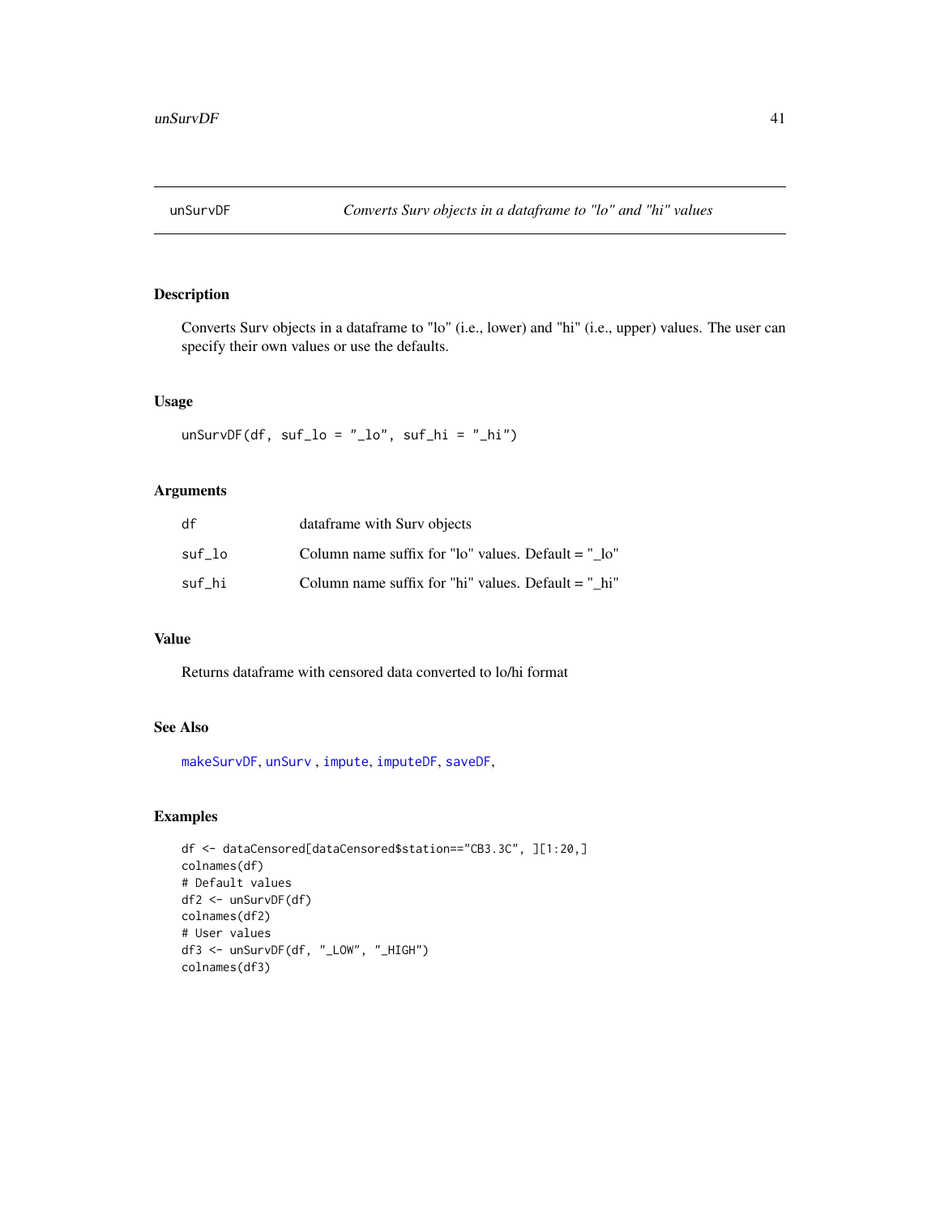## unSurvDF — *Converts Surv objects in a dataframe to "lo" and "hi" values*

### Description

Converts Surv objects in a dataframe to "lo" (i.e., lower) and "hi" (i.e., upper) values. The user can specify their own values or use the defaults.

### Usage

```
unSurvDF(df, suf_lo = "_lo", suf_hi = "_hi")
```

### Arguments

| | |
|---|---|
| df | dataframe with Surv objects |
| suf_lo | Column name suffix for "lo" values. Default = "_lo" |
| suf_hi | Column name suffix for "hi" values. Default = "_hi" |

### Value

Returns dataframe with censored data converted to lo/hi format

### See Also

makeSurvDF, unSurv , impute, imputeDF, saveDF,

### Examples

```
df <- dataCensored[dataCensored$station=="CB3.3C", ][1:20,]
colnames(df)
# Default values
df2 <- unSurvDF(df)
colnames(df2)
# User values
df3 <- unSurvDF(df, "_LOW", "_HIGH")
colnames(df3)
```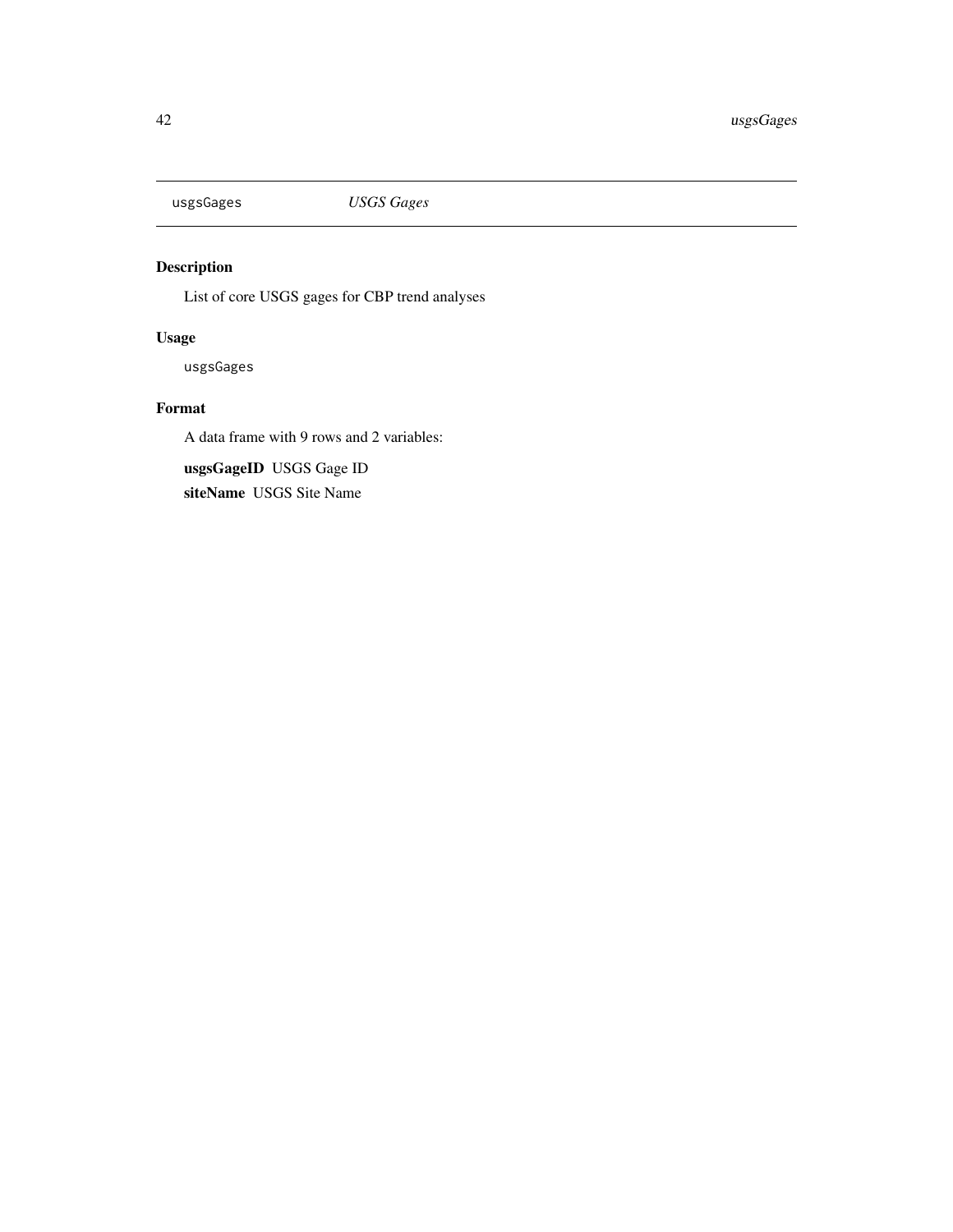usgsGages *USGS Gages*

## Description

List of core USGS gages for CBP trend analyses

## Usage

```
usgsGages
```

## Format

A data frame with 9 rows and 2 variables:

**usgsGageID** USGS Gage ID

**siteName** USGS Site Name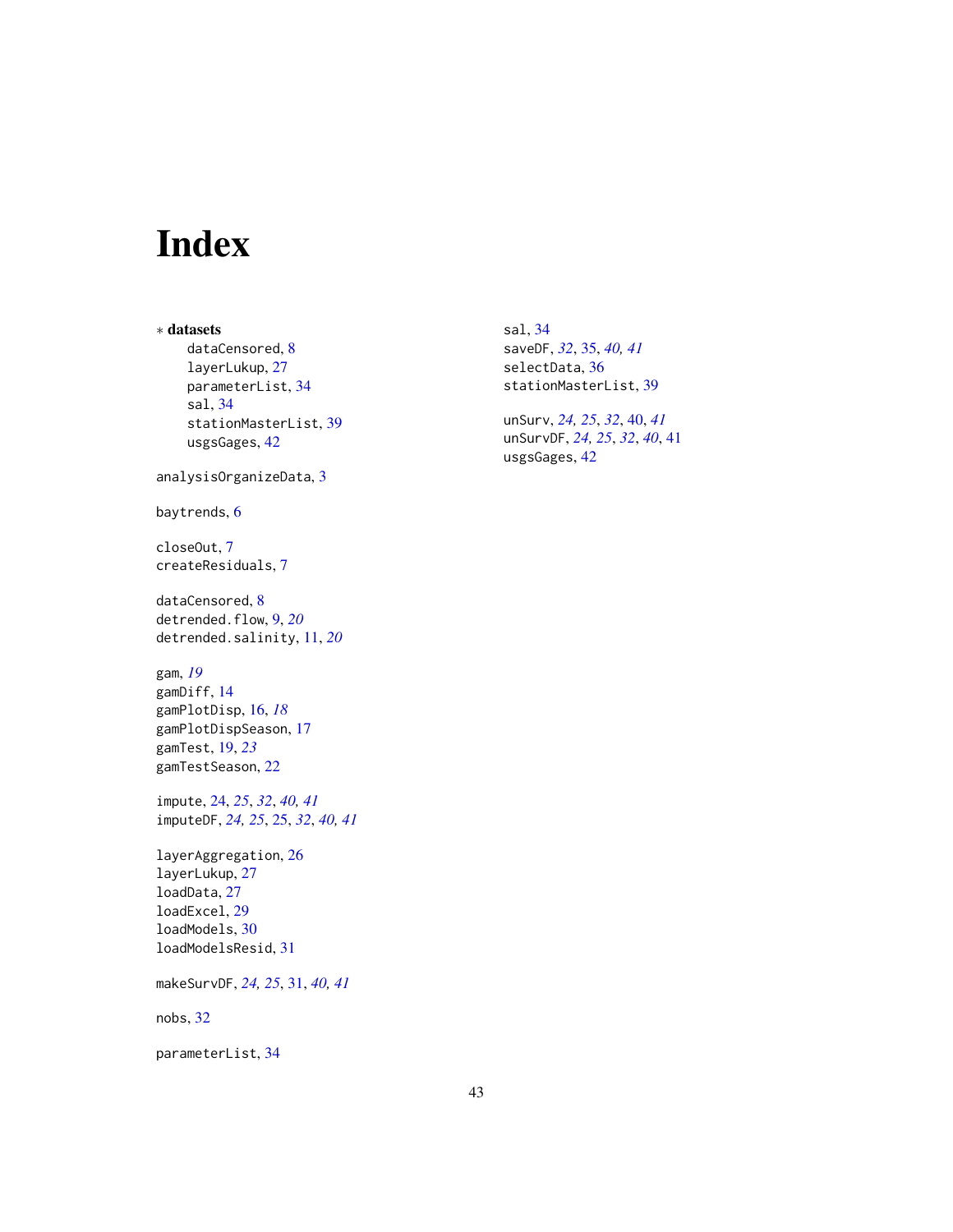# Index

∗ **datasets**

- dataCensored, 8
- layerLukup, 27
- parameterList, 34
- sal, 34
- stationMasterList, 39
- usgsGages, 42

analysisOrganizeData, 3

baytrends, 6

closeOut, 7
createResiduals, 7

dataCensored, 8
detrended.flow, 9, *20*
detrended.salinity, 11, *20*

gam, *19*
gamDiff, 14
gamPlotDisp, 16, *18*
gamPlotDispSeason, 17
gamTest, 19, *23*
gamTestSeason, 22

impute, 24, *25*, *32*, *40*, *41*
imputeDF, *24*, *25*, 25, *32*, *40*, *41*

layerAggregation, 26
layerLukup, 27
loadData, 27
loadExcel, 29
loadModels, 30
loadModelsResid, 31

makeSurvDF, *24*, *25*, 31, *40*, *41*

nobs, 32

parameterList, 34

sal, 34
saveDF, *32*, 35, *40*, *41*
selectData, 36
stationMasterList, 39

unSurv, *24*, *25*, *32*, 40, *41*
unSurvDF, *24*, *25*, *32*, *40*, 41
usgsGages, 42